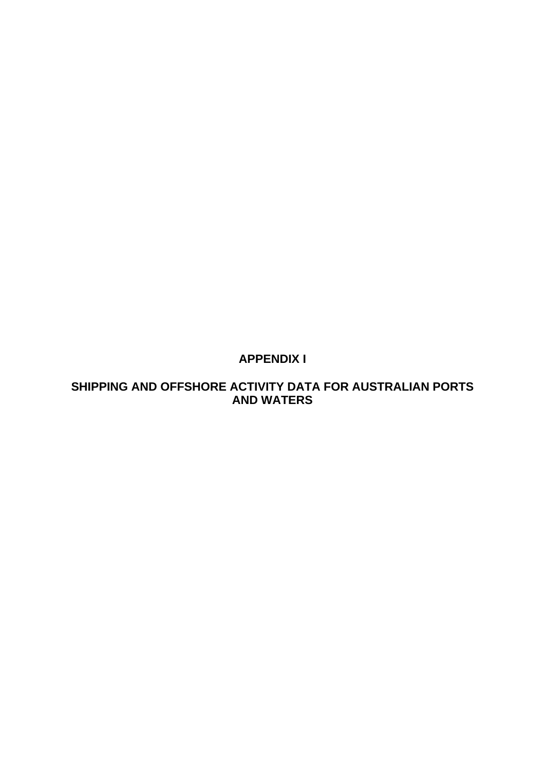# APPENDIX I

# SHIPPING AND OFFSHORE ACTIVITY DATA FOR AUSTRALIAN PORTS AND WATERS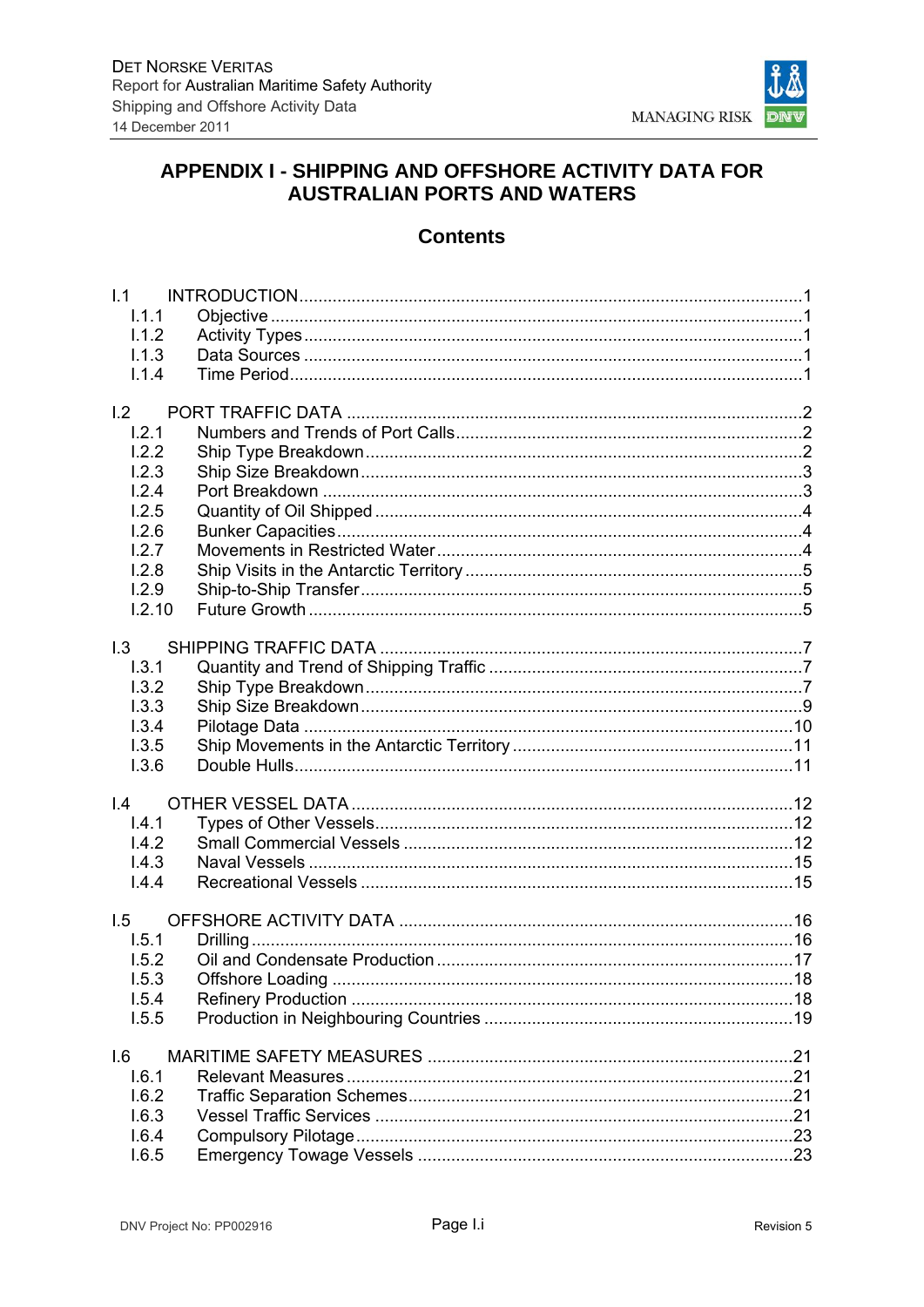# APPENDIX I - SHIPPING AND OFFSHORE ACTIVITY DATA FOR AUSTRALIAN PORTS AND WATERS

## Contents

I.1 INTRODUCTION ........................................................ 1
- I.1.1 Objective ........................................................ 1
- I.1.2 Activity Types ........................................................ 1
- I.1.3 Data Sources ........................................................ 1
- I.1.4 Time Period ........................................................ 1

I.2 PORT TRAFFIC DATA ........................................................ 2
- I.2.1 Numbers and Trends of Port Calls ........................................................ 2
- I.2.2 Ship Type Breakdown ........................................................ 2
- I.2.3 Ship Size Breakdown ........................................................ 3
- I.2.4 Port Breakdown ........................................................ 3
- I.2.5 Quantity of Oil Shipped ........................................................ 4
- I.2.6 Bunker Capacities ........................................................ 4
- I.2.7 Movements in Restricted Water ........................................................ 4
- I.2.8 Ship Visits in the Antarctic Territory ........................................................ 5
- I.2.9 Ship-to-Ship Transfer ........................................................ 5
- I.2.10 Future Growth ........................................................ 5

I.3 SHIPPING TRAFFIC DATA ........................................................ 7
- I.3.1 Quantity and Trend of Shipping Traffic ........................................................ 7
- I.3.2 Ship Type Breakdown ........................................................ 7
- I.3.3 Ship Size Breakdown ........................................................ 9
- I.3.4 Pilotage Data ........................................................ 10
- I.3.5 Ship Movements in the Antarctic Territory ........................................................ 11
- I.3.6 Double Hulls ........................................................ 11

I.4 OTHER VESSEL DATA ........................................................ 12
- I.4.1 Types of Other Vessels ........................................................ 12
- I.4.2 Small Commercial Vessels ........................................................ 12
- I.4.3 Naval Vessels ........................................................ 15
- I.4.4 Recreational Vessels ........................................................ 15

I.5 OFFSHORE ACTIVITY DATA ........................................................ 16
- I.5.1 Drilling ........................................................ 16
- I.5.2 Oil and Condensate Production ........................................................ 17
- I.5.3 Offshore Loading ........................................................ 18
- I.5.4 Refinery Production ........................................................ 18
- I.5.5 Production in Neighbouring Countries ........................................................ 19

I.6 MARITIME SAFETY MEASURES ........................................................ 21
- I.6.1 Relevant Measures ........................................................ 21
- I.6.2 Traffic Separation Schemes ........................................................ 21
- I.6.3 Vessel Traffic Services ........................................................ 21
- I.6.4 Compulsory Pilotage ........................................................ 23
- I.6.5 Emergency Towage Vessels ........................................................ 23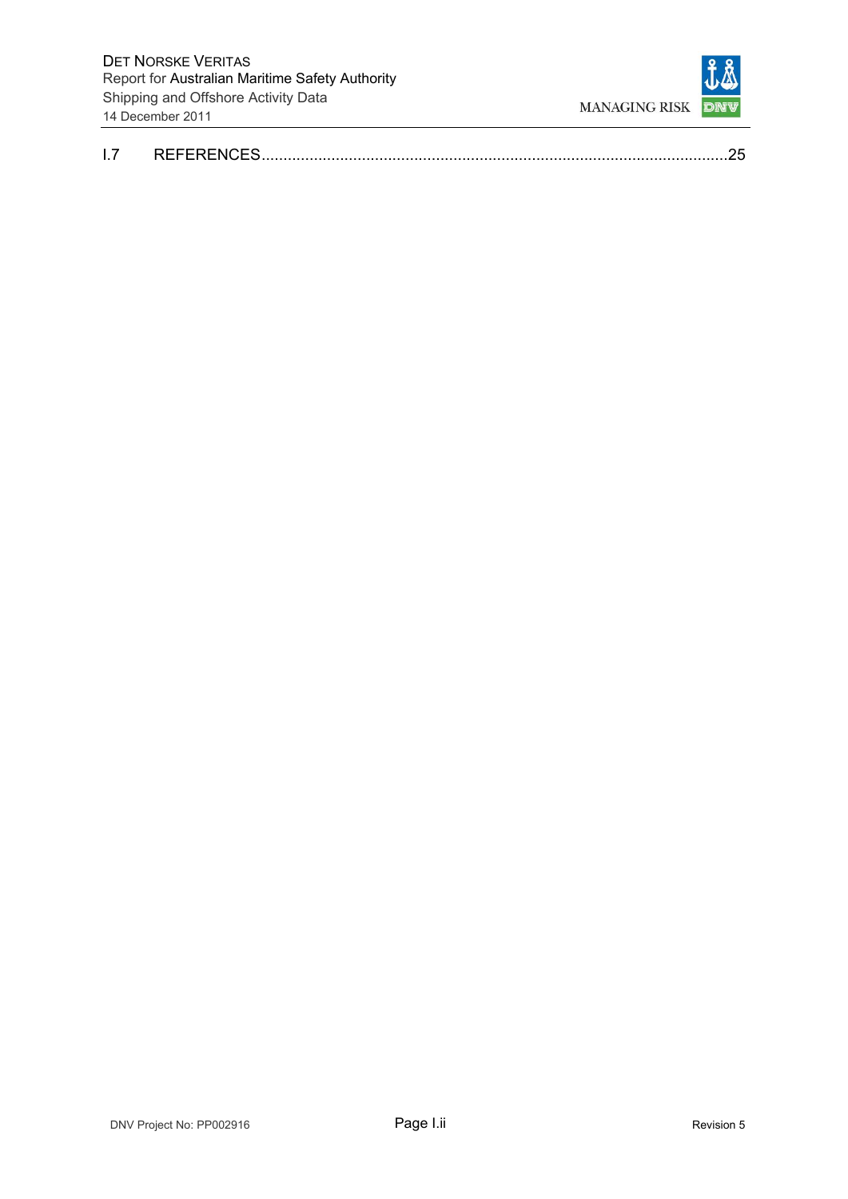I.7 REFERENCES.........................................................................................................25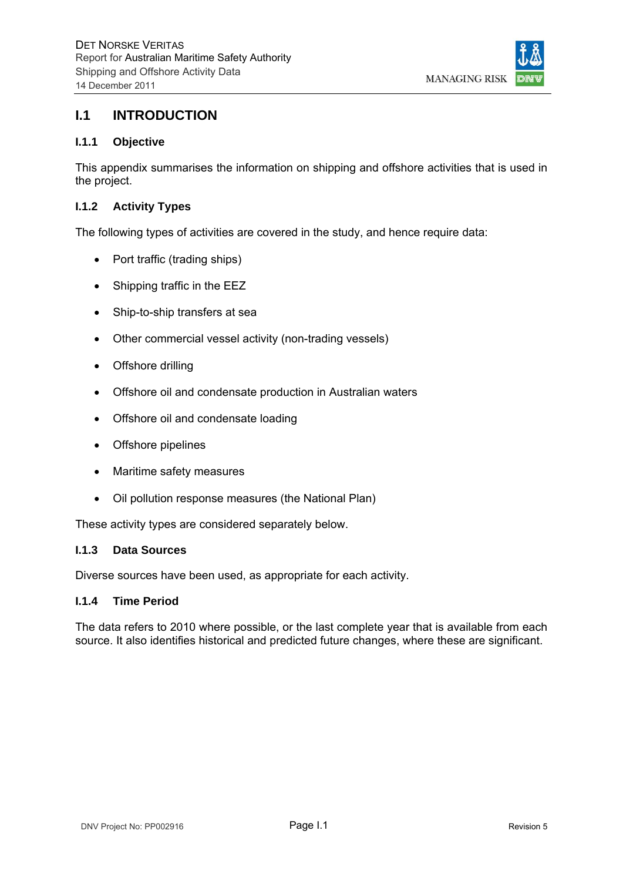# I.1 INTRODUCTION

## I.1.1 Objective

This appendix summarises the information on shipping and offshore activities that is used in the project.

## I.1.2 Activity Types

The following types of activities are covered in the study, and hence require data:

- Port traffic (trading ships)
- Shipping traffic in the EEZ
- Ship-to-ship transfers at sea
- Other commercial vessel activity (non-trading vessels)
- Offshore drilling
- Offshore oil and condensate production in Australian waters
- Offshore oil and condensate loading
- Offshore pipelines
- Maritime safety measures
- Oil pollution response measures (the National Plan)

These activity types are considered separately below.

## I.1.3 Data Sources

Diverse sources have been used, as appropriate for each activity.

## I.1.4 Time Period

The data refers to 2010 where possible, or the last complete year that is available from each source. It also identifies historical and predicted future changes, where these are significant.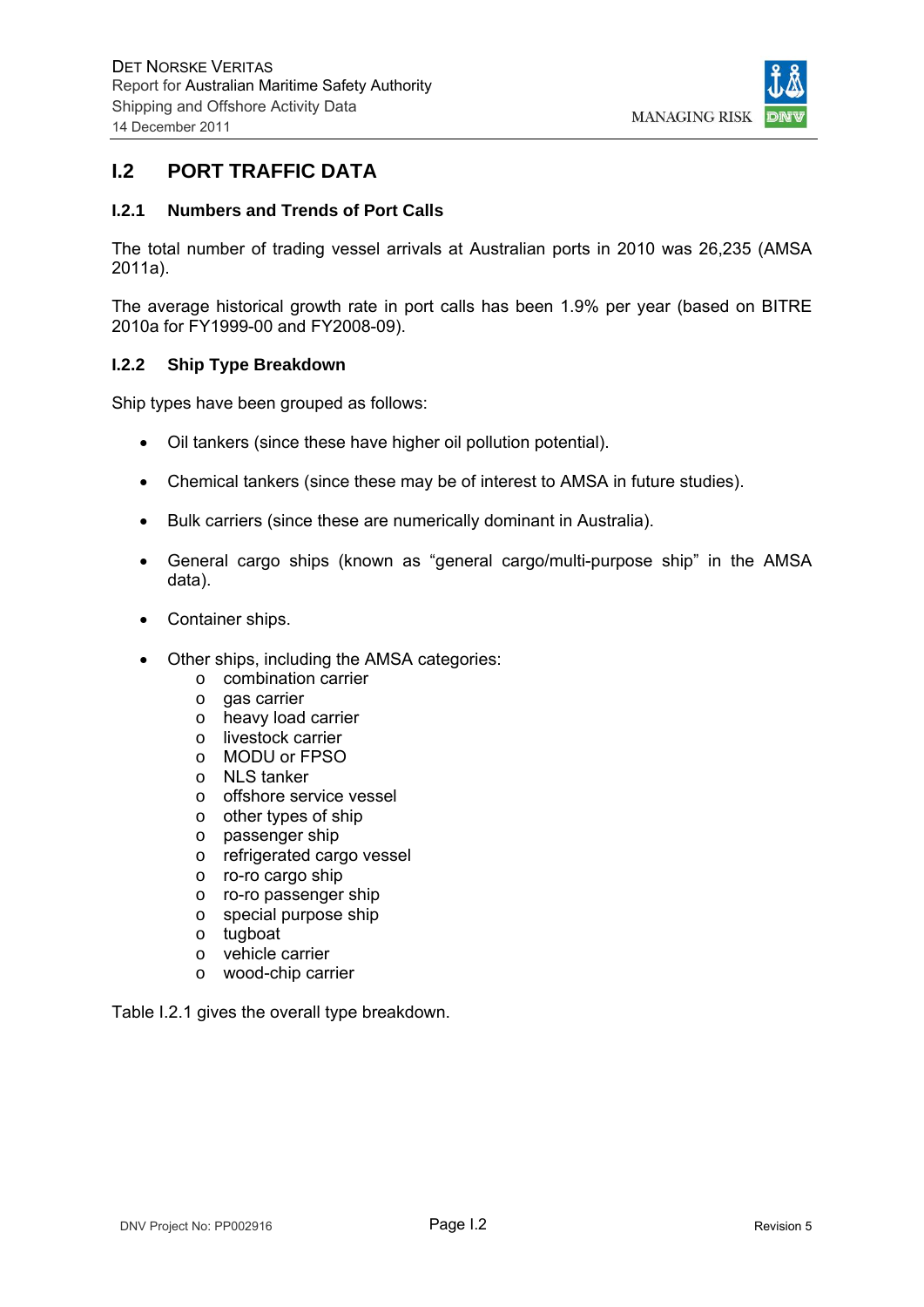## I.2 PORT TRAFFIC DATA

### I.2.1 Numbers and Trends of Port Calls

The total number of trading vessel arrivals at Australian ports in 2010 was 26,235 (AMSA 2011a).

The average historical growth rate in port calls has been 1.9% per year (based on BITRE 2010a for FY1999-00 and FY2008-09).

### I.2.2 Ship Type Breakdown

Ship types have been grouped as follows:

- Oil tankers (since these have higher oil pollution potential).
- Chemical tankers (since these may be of interest to AMSA in future studies).
- Bulk carriers (since these are numerically dominant in Australia).
- General cargo ships (known as "general cargo/multi-purpose ship" in the AMSA data).
- Container ships.
- Other ships, including the AMSA categories:
    - combination carrier
    - gas carrier
    - heavy load carrier
    - livestock carrier
    - MODU or FPSO
    - NLS tanker
    - offshore service vessel
    - other types of ship
    - passenger ship
    - refrigerated cargo vessel
    - ro-ro cargo ship
    - ro-ro passenger ship
    - special purpose ship
    - tugboat
    - vehicle carrier
    - wood-chip carrier

Table I.2.1 gives the overall type breakdown.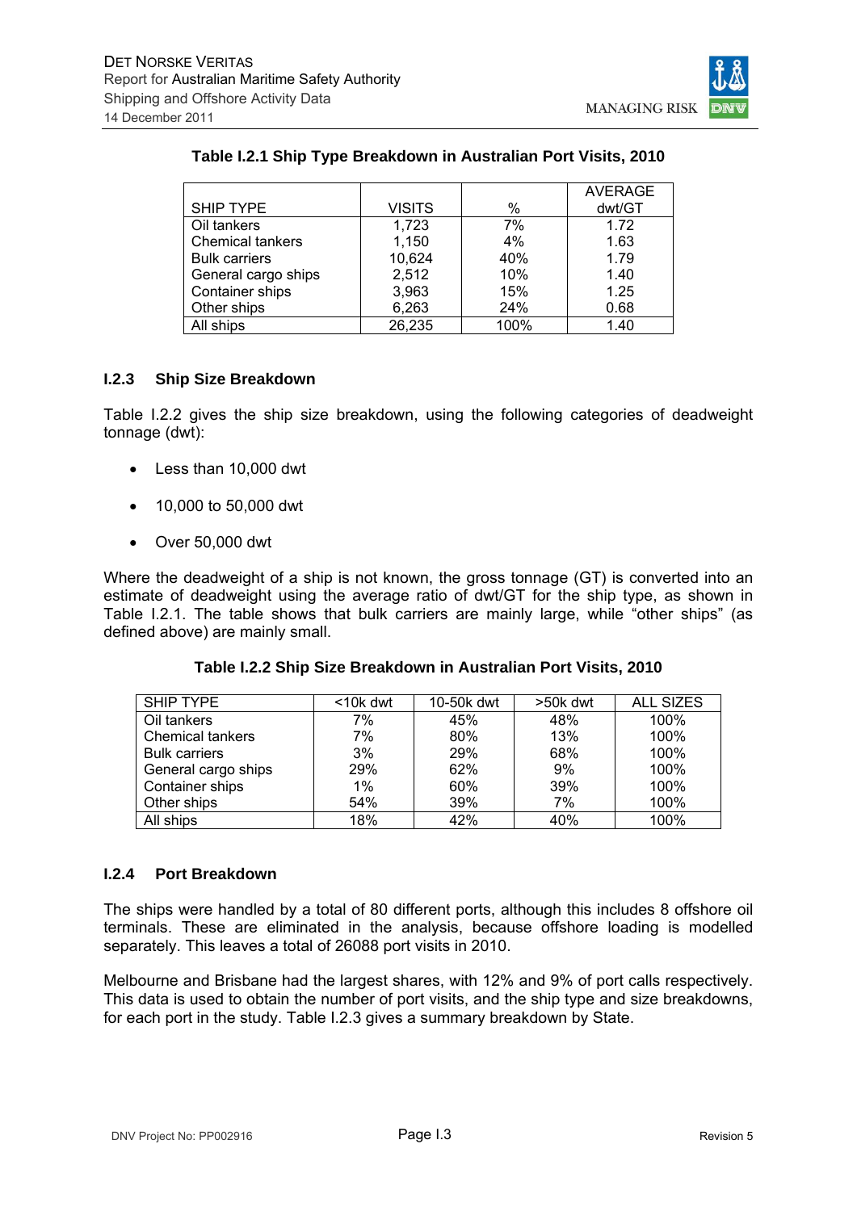**Table I.2.1 Ship Type Breakdown in Australian Port Visits, 2010**

| SHIP TYPE | VISITS | % | AVERAGE dwt/GT |
|---|---|---|---|
| Oil tankers | 1,723 | 7% | 1.72 |
| Chemical tankers | 1,150 | 4% | 1.63 |
| Bulk carriers | 10,624 | 40% | 1.79 |
| General cargo ships | 2,512 | 10% | 1.40 |
| Container ships | 3,963 | 15% | 1.25 |
| Other ships | 6,263 | 24% | 0.68 |
| All ships | 26,235 | 100% | 1.40 |

### I.2.3 Ship Size Breakdown

Table I.2.2 gives the ship size breakdown, using the following categories of deadweight tonnage (dwt):

- Less than 10,000 dwt
- 10,000 to 50,000 dwt
- Over 50,000 dwt

Where the deadweight of a ship is not known, the gross tonnage (GT) is converted into an estimate of deadweight using the average ratio of dwt/GT for the ship type, as shown in Table I.2.1. The table shows that bulk carriers are mainly large, while "other ships" (as defined above) are mainly small.

**Table I.2.2 Ship Size Breakdown in Australian Port Visits, 2010**

| SHIP TYPE | <10k dwt | 10-50k dwt | >50k dwt | ALL SIZES |
|---|---|---|---|---|
| Oil tankers | 7% | 45% | 48% | 100% |
| Chemical tankers | 7% | 80% | 13% | 100% |
| Bulk carriers | 3% | 29% | 68% | 100% |
| General cargo ships | 29% | 62% | 9% | 100% |
| Container ships | 1% | 60% | 39% | 100% |
| Other ships | 54% | 39% | 7% | 100% |
| All ships | 18% | 42% | 40% | 100% |

### I.2.4 Port Breakdown

The ships were handled by a total of 80 different ports, although this includes 8 offshore oil terminals. These are eliminated in the analysis, because offshore loading is modelled separately. This leaves a total of 26088 port visits in 2010.

Melbourne and Brisbane had the largest shares, with 12% and 9% of port calls respectively. This data is used to obtain the number of port visits, and the ship type and size breakdowns, for each port in the study. Table I.2.3 gives a summary breakdown by State.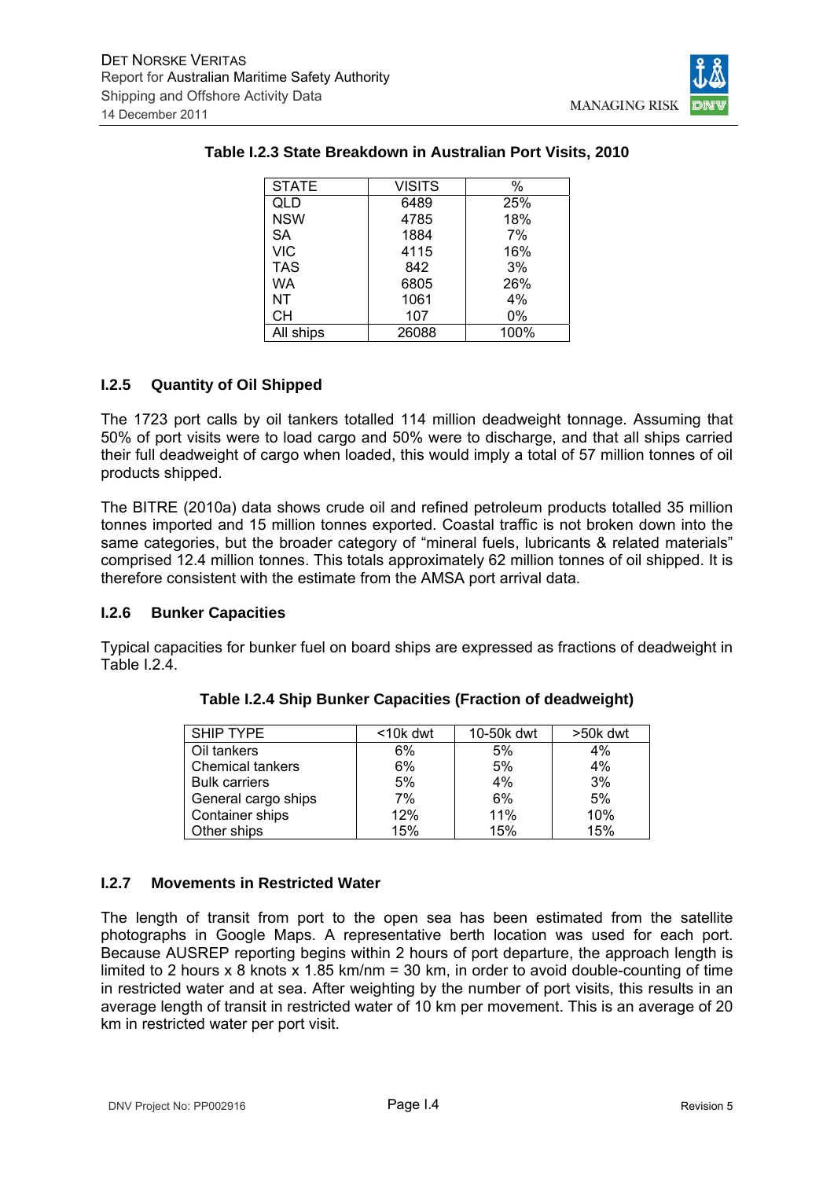**Table I.2.3 State Breakdown in Australian Port Visits, 2010**

| STATE | VISITS | % |
|---|---|---|
| QLD | 6489 | 25% |
| NSW | 4785 | 18% |
| SA | 1884 | 7% |
| VIC | 4115 | 16% |
| TAS | 842 | 3% |
| WA | 6805 | 26% |
| NT | 1061 | 4% |
| CH | 107 | 0% |
| All ships | 26088 | 100% |

### I.2.5 Quantity of Oil Shipped

The 1723 port calls by oil tankers totalled 114 million deadweight tonnage. Assuming that 50% of port visits were to load cargo and 50% were to discharge, and that all ships carried their full deadweight of cargo when loaded, this would imply a total of 57 million tonnes of oil products shipped.

The BITRE (2010a) data shows crude oil and refined petroleum products totalled 35 million tonnes imported and 15 million tonnes exported. Coastal traffic is not broken down into the same categories, but the broader category of "mineral fuels, lubricants & related materials" comprised 12.4 million tonnes. This totals approximately 62 million tonnes of oil shipped. It is therefore consistent with the estimate from the AMSA port arrival data.

### I.2.6 Bunker Capacities

Typical capacities for bunker fuel on board ships are expressed as fractions of deadweight in Table I.2.4.

**Table I.2.4 Ship Bunker Capacities (Fraction of deadweight)**

| SHIP TYPE | <10k dwt | 10-50k dwt | >50k dwt |
|---|---|---|---|
| Oil tankers | 6% | 5% | 4% |
| Chemical tankers | 6% | 5% | 4% |
| Bulk carriers | 5% | 4% | 3% |
| General cargo ships | 7% | 6% | 5% |
| Container ships | 12% | 11% | 10% |
| Other ships | 15% | 15% | 15% |

### I.2.7 Movements in Restricted Water

The length of transit from port to the open sea has been estimated from the satellite photographs in Google Maps. A representative berth location was used for each port. Because AUSREP reporting begins within 2 hours of port departure, the approach length is limited to 2 hours x 8 knots x 1.85 km/nm = 30 km, in order to avoid double-counting of time in restricted water and at sea. After weighting by the number of port visits, this results in an average length of transit in restricted water of 10 km per movement. This is an average of 20 km in restricted water per port visit.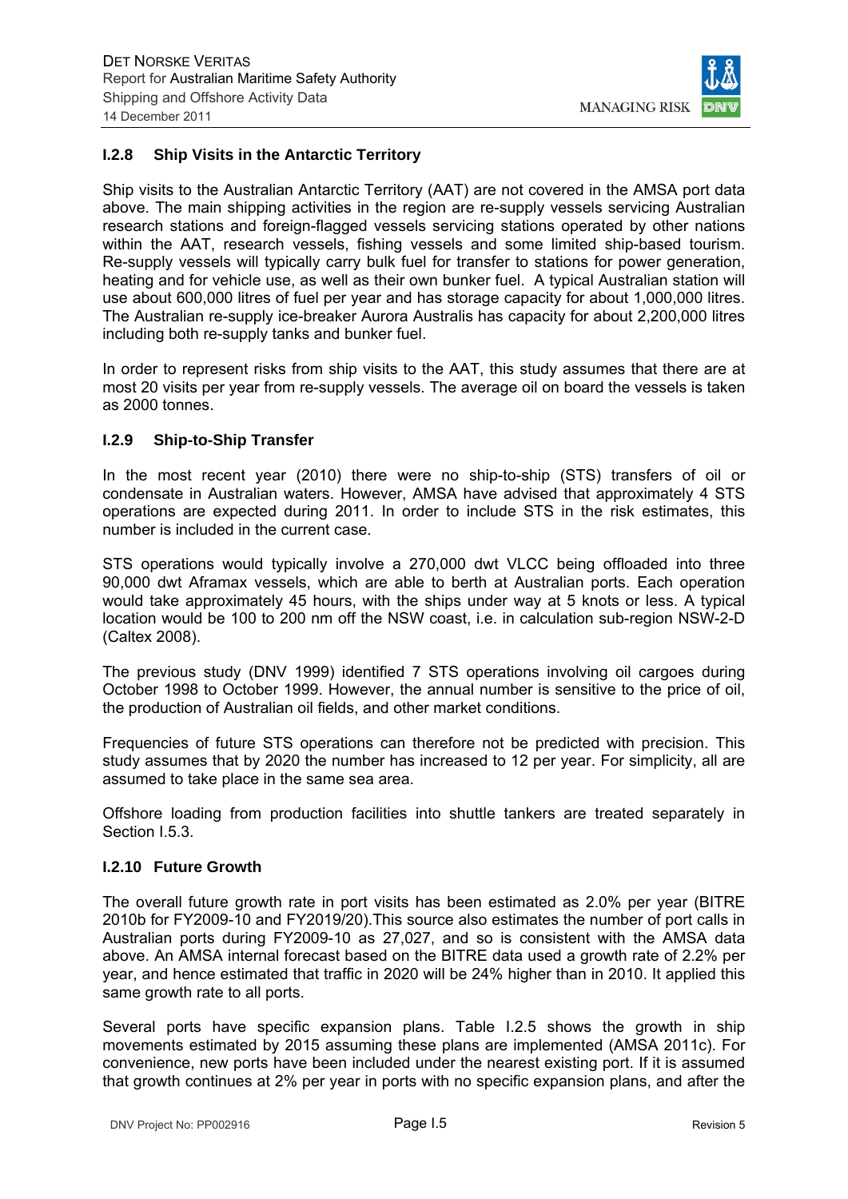### I.2.8 Ship Visits in the Antarctic Territory

Ship visits to the Australian Antarctic Territory (AAT) are not covered in the AMSA port data above. The main shipping activities in the region are re-supply vessels servicing Australian research stations and foreign-flagged vessels servicing stations operated by other nations within the AAT, research vessels, fishing vessels and some limited ship-based tourism. Re-supply vessels will typically carry bulk fuel for transfer to stations for power generation, heating and for vehicle use, as well as their own bunker fuel. A typical Australian station will use about 600,000 litres of fuel per year and has storage capacity for about 1,000,000 litres. The Australian re-supply ice-breaker Aurora Australis has capacity for about 2,200,000 litres including both re-supply tanks and bunker fuel.

In order to represent risks from ship visits to the AAT, this study assumes that there are at most 20 visits per year from re-supply vessels. The average oil on board the vessels is taken as 2000 tonnes.

### I.2.9 Ship-to-Ship Transfer

In the most recent year (2010) there were no ship-to-ship (STS) transfers of oil or condensate in Australian waters. However, AMSA have advised that approximately 4 STS operations are expected during 2011. In order to include STS in the risk estimates, this number is included in the current case.

STS operations would typically involve a 270,000 dwt VLCC being offloaded into three 90,000 dwt Aframax vessels, which are able to berth at Australian ports. Each operation would take approximately 45 hours, with the ships under way at 5 knots or less. A typical location would be 100 to 200 nm off the NSW coast, i.e. in calculation sub-region NSW-2-D (Caltex 2008).

The previous study (DNV 1999) identified 7 STS operations involving oil cargoes during October 1998 to October 1999. However, the annual number is sensitive to the price of oil, the production of Australian oil fields, and other market conditions.

Frequencies of future STS operations can therefore not be predicted with precision. This study assumes that by 2020 the number has increased to 12 per year. For simplicity, all are assumed to take place in the same sea area.

Offshore loading from production facilities into shuttle tankers are treated separately in Section I.5.3.

### I.2.10 Future Growth

The overall future growth rate in port visits has been estimated as 2.0% per year (BITRE 2010b for FY2009-10 and FY2019/20).This source also estimates the number of port calls in Australian ports during FY2009-10 as 27,027, and so is consistent with the AMSA data above. An AMSA internal forecast based on the BITRE data used a growth rate of 2.2% per year, and hence estimated that traffic in 2020 will be 24% higher than in 2010. It applied this same growth rate to all ports.

Several ports have specific expansion plans. Table I.2.5 shows the growth in ship movements estimated by 2015 assuming these plans are implemented (AMSA 2011c). For convenience, new ports have been included under the nearest existing port. If it is assumed that growth continues at 2% per year in ports with no specific expansion plans, and after the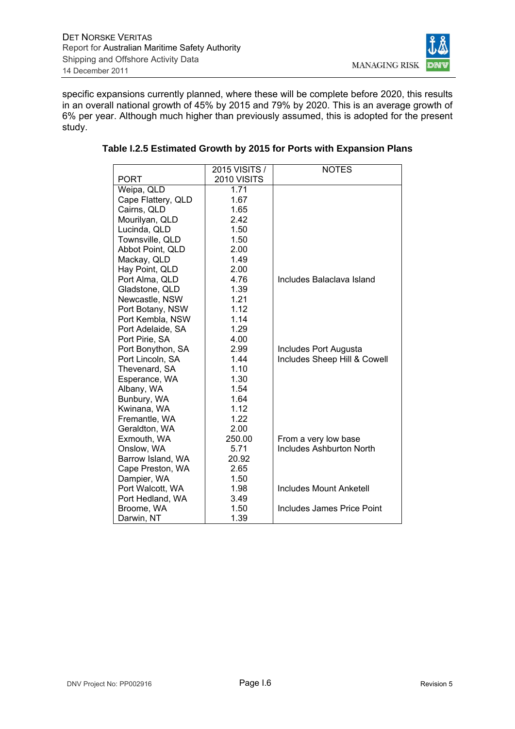specific expansions currently planned, where these will be complete before 2020, this results in an overall national growth of 45% by 2015 and 79% by 2020. This is an average growth of 6% per year. Although much higher than previously assumed, this is adopted for the present study.

**Table I.2.5 Estimated Growth by 2015 for Ports with Expansion Plans**

| PORT | 2015 VISITS / 2010 VISITS | NOTES |
|---|---|---|
| Weipa, QLD | 1.71 | |
| Cape Flattery, QLD | 1.67 | |
| Cairns, QLD | 1.65 | |
| Mourilyan, QLD | 2.42 | |
| Lucinda, QLD | 1.50 | |
| Townsville, QLD | 1.50 | |
| Abbot Point, QLD | 2.00 | |
| Mackay, QLD | 1.49 | |
| Hay Point, QLD | 2.00 | |
| Port Alma, QLD | 4.76 | Includes Balaclava Island |
| Gladstone, QLD | 1.39 | |
| Newcastle, NSW | 1.21 | |
| Port Botany, NSW | 1.12 | |
| Port Kembla, NSW | 1.14 | |
| Port Adelaide, SA | 1.29 | |
| Port Pirie, SA | 4.00 | |
| Port Bonython, SA | 2.99 | Includes Port Augusta |
| Port Lincoln, SA | 1.44 | Includes Sheep Hill & Cowell |
| Thevenard, SA | 1.10 | |
| Esperance, WA | 1.30 | |
| Albany, WA | 1.54 | |
| Bunbury, WA | 1.64 | |
| Kwinana, WA | 1.12 | |
| Fremantle, WA | 1.22 | |
| Geraldton, WA | 2.00 | |
| Exmouth, WA | 250.00 | From a very low base |
| Onslow, WA | 5.71 | Includes Ashburton North |
| Barrow Island, WA | 20.92 | |
| Cape Preston, WA | 2.65 | |
| Dampier, WA | 1.50 | |
| Port Walcott, WA | 1.98 | Includes Mount Anketell |
| Port Hedland, WA | 3.49 | |
| Broome, WA | 1.50 | Includes James Price Point |
| Darwin, NT | 1.39 | |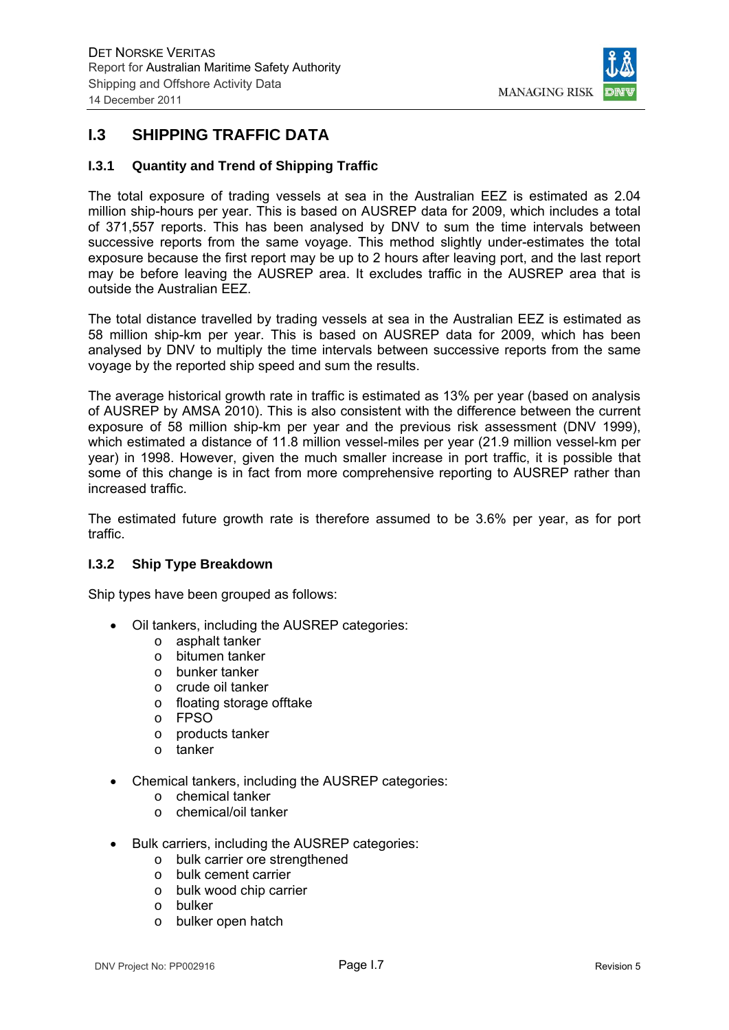## I.3 SHIPPING TRAFFIC DATA

### I.3.1 Quantity and Trend of Shipping Traffic

The total exposure of trading vessels at sea in the Australian EEZ is estimated as 2.04 million ship-hours per year. This is based on AUSREP data for 2009, which includes a total of 371,557 reports. This has been analysed by DNV to sum the time intervals between successive reports from the same voyage. This method slightly under-estimates the total exposure because the first report may be up to 2 hours after leaving port, and the last report may be before leaving the AUSREP area. It excludes traffic in the AUSREP area that is outside the Australian EEZ.

The total distance travelled by trading vessels at sea in the Australian EEZ is estimated as 58 million ship-km per year. This is based on AUSREP data for 2009, which has been analysed by DNV to multiply the time intervals between successive reports from the same voyage by the reported ship speed and sum the results.

The average historical growth rate in traffic is estimated as 13% per year (based on analysis of AUSREP by AMSA 2010). This is also consistent with the difference between the current exposure of 58 million ship-km per year and the previous risk assessment (DNV 1999), which estimated a distance of 11.8 million vessel-miles per year (21.9 million vessel-km per year) in 1998. However, given the much smaller increase in port traffic, it is possible that some of this change is in fact from more comprehensive reporting to AUSREP rather than increased traffic.

The estimated future growth rate is therefore assumed to be 3.6% per year, as for port traffic.

### I.3.2 Ship Type Breakdown

Ship types have been grouped as follows:

- Oil tankers, including the AUSREP categories:
  - asphalt tanker
  - bitumen tanker
  - bunker tanker
  - crude oil tanker
  - floating storage offtake
  - FPSO
  - products tanker
  - tanker
- Chemical tankers, including the AUSREP categories:
  - chemical tanker
  - chemical/oil tanker
- Bulk carriers, including the AUSREP categories:
  - bulk carrier ore strengthened
  - bulk cement carrier
  - bulk wood chip carrier
  - bulker
  - bulker open hatch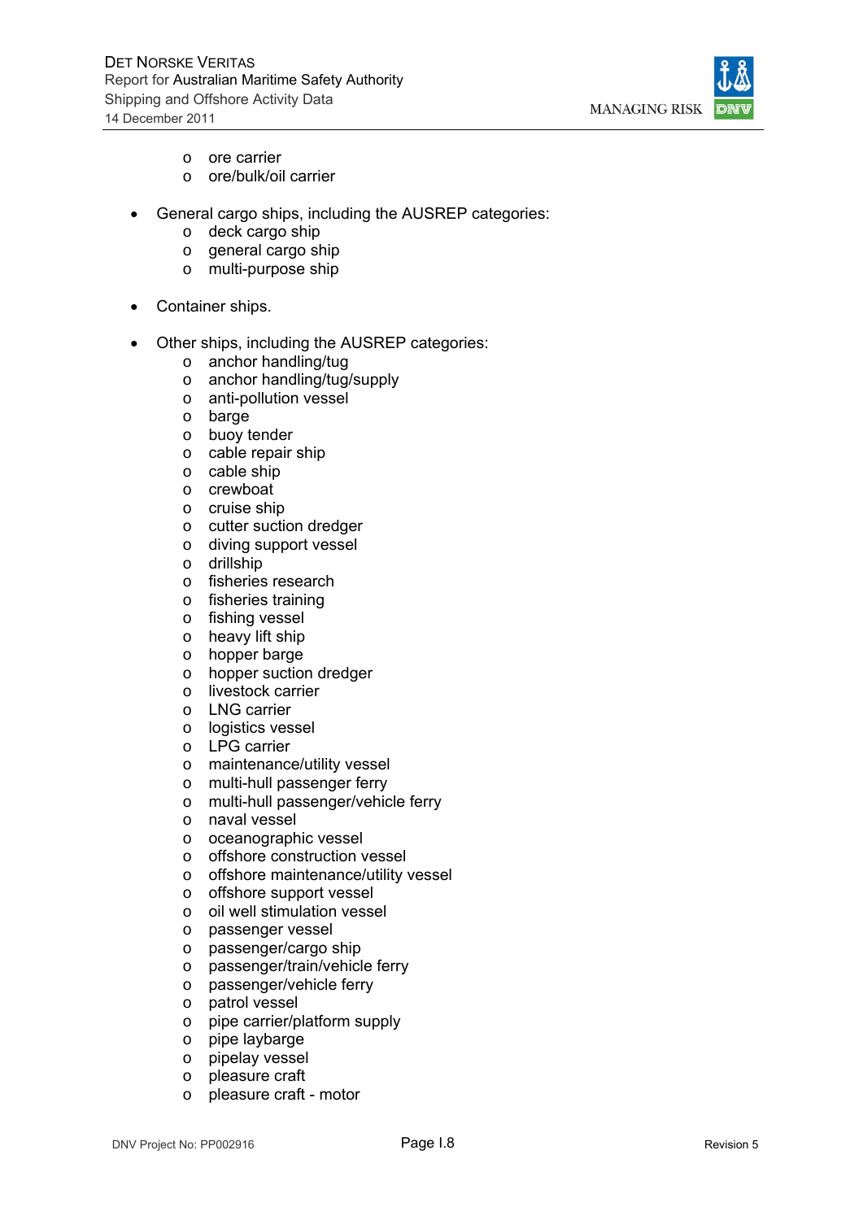- ore carrier
  - ore/bulk/oil carrier

- General cargo ships, including the AUSREP categories:
  - deck cargo ship
  - general cargo ship
  - multi-purpose ship

- Container ships.

- Other ships, including the AUSREP categories:
  - anchor handling/tug
  - anchor handling/tug/supply
  - anti-pollution vessel
  - barge
  - buoy tender
  - cable repair ship
  - cable ship
  - crewboat
  - cruise ship
  - cutter suction dredger
  - diving support vessel
  - drillship
  - fisheries research
  - fisheries training
  - fishing vessel
  - heavy lift ship
  - hopper barge
  - hopper suction dredger
  - livestock carrier
  - LNG carrier
  - logistics vessel
  - LPG carrier
  - maintenance/utility vessel
  - multi-hull passenger ferry
  - multi-hull passenger/vehicle ferry
  - naval vessel
  - oceanographic vessel
  - offshore construction vessel
  - offshore maintenance/utility vessel
  - offshore support vessel
  - oil well stimulation vessel
  - passenger vessel
  - passenger/cargo ship
  - passenger/train/vehicle ferry
  - passenger/vehicle ferry
  - patrol vessel
  - pipe carrier/platform supply
  - pipe laybarge
  - pipelay vessel
  - pleasure craft
  - pleasure craft - motor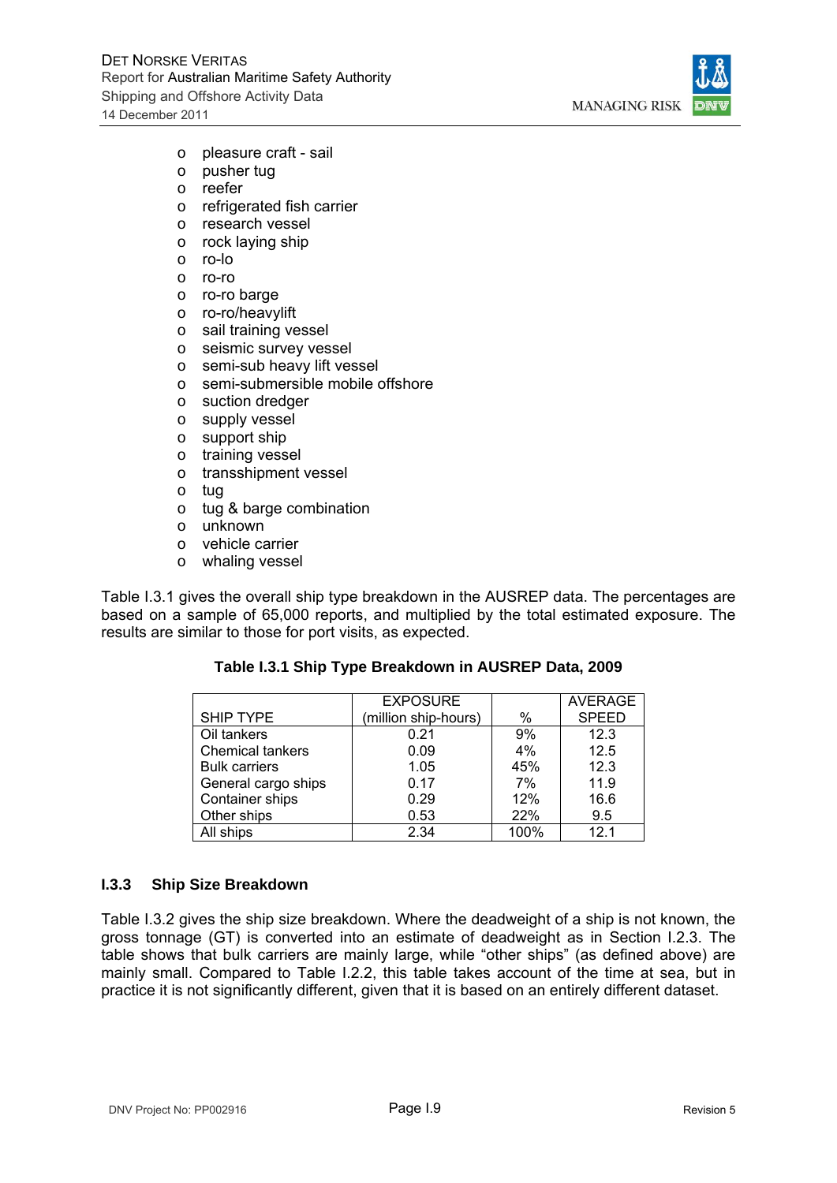- pleasure craft - sail
- pusher tug
- reefer
- refrigerated fish carrier
- research vessel
- rock laying ship
- ro-lo
- ro-ro
- ro-ro barge
- ro-ro/heavylift
- sail training vessel
- seismic survey vessel
- semi-sub heavy lift vessel
- semi-submersible mobile offshore
- suction dredger
- supply vessel
- support ship
- training vessel
- transshipment vessel
- tug
- tug & barge combination
- unknown
- vehicle carrier
- whaling vessel

Table I.3.1 gives the overall ship type breakdown in the AUSREP data. The percentages are based on a sample of 65,000 reports, and multiplied by the total estimated exposure. The results are similar to those for port visits, as expected.

**Table I.3.1 Ship Type Breakdown in AUSREP Data, 2009**

| SHIP TYPE | EXPOSURE (million ship-hours) | % | AVERAGE SPEED |
|---|---|---|---|
| Oil tankers | 0.21 | 9% | 12.3 |
| Chemical tankers | 0.09 | 4% | 12.5 |
| Bulk carriers | 1.05 | 45% | 12.3 |
| General cargo ships | 0.17 | 7% | 11.9 |
| Container ships | 0.29 | 12% | 16.6 |
| Other ships | 0.53 | 22% | 9.5 |
| All ships | 2.34 | 100% | 12.1 |

### I.3.3 Ship Size Breakdown

Table I.3.2 gives the ship size breakdown. Where the deadweight of a ship is not known, the gross tonnage (GT) is converted into an estimate of deadweight as in Section I.2.3. The table shows that bulk carriers are mainly large, while "other ships" (as defined above) are mainly small. Compared to Table I.2.2, this table takes account of the time at sea, but in practice it is not significantly different, given that it is based on an entirely different dataset.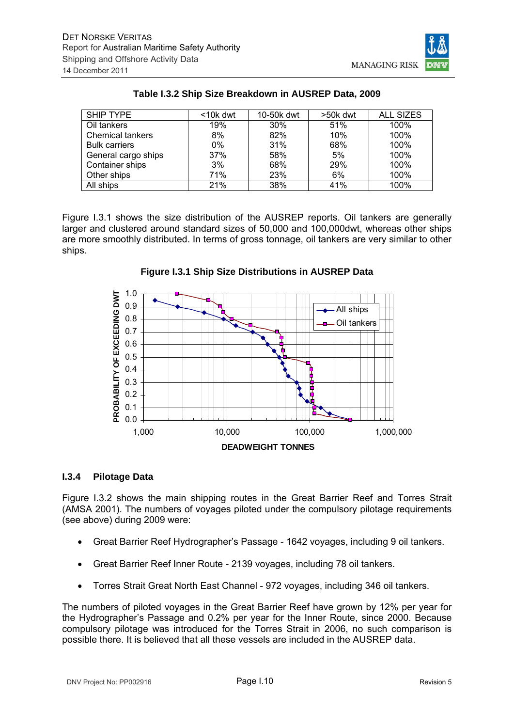**Table I.3.2 Ship Size Breakdown in AUSREP Data, 2009**

| SHIP TYPE | <10k dwt | 10-50k dwt | >50k dwt | ALL SIZES |
|---|---|---|---|---|
| Oil tankers | 19% | 30% | 51% | 100% |
| Chemical tankers | 8% | 82% | 10% | 100% |
| Bulk carriers | 0% | 31% | 68% | 100% |
| General cargo ships | 37% | 58% | 5% | 100% |
| Container ships | 3% | 68% | 29% | 100% |
| Other ships | 71% | 23% | 6% | 100% |
| All ships | 21% | 38% | 41% | 100% |

Figure I.3.1 shows the size distribution of the AUSREP reports. Oil tankers are generally larger and clustered around standard sizes of 50,000 and 100,000dwt, whereas other ships are more smoothly distributed. In terms of gross tonnage, oil tankers are very similar to other ships.

**Figure I.3.1 Ship Size Distributions in AUSREP Data**

### I.3.4 Pilotage Data

Figure I.3.2 shows the main shipping routes in the Great Barrier Reef and Torres Strait (AMSA 2001). The numbers of voyages piloted under the compulsory pilotage requirements (see above) during 2009 were:

- Great Barrier Reef Hydrographer's Passage - 1642 voyages, including 9 oil tankers.
- Great Barrier Reef Inner Route - 2139 voyages, including 78 oil tankers.
- Torres Strait Great North East Channel - 972 voyages, including 346 oil tankers.

The numbers of piloted voyages in the Great Barrier Reef have grown by 12% per year for the Hydrographer's Passage and 0.2% per year for the Inner Route, since 2000. Because compulsory pilotage was introduced for the Torres Strait in 2006, no such comparison is possible there. It is believed that all these vessels are included in the AUSREP data.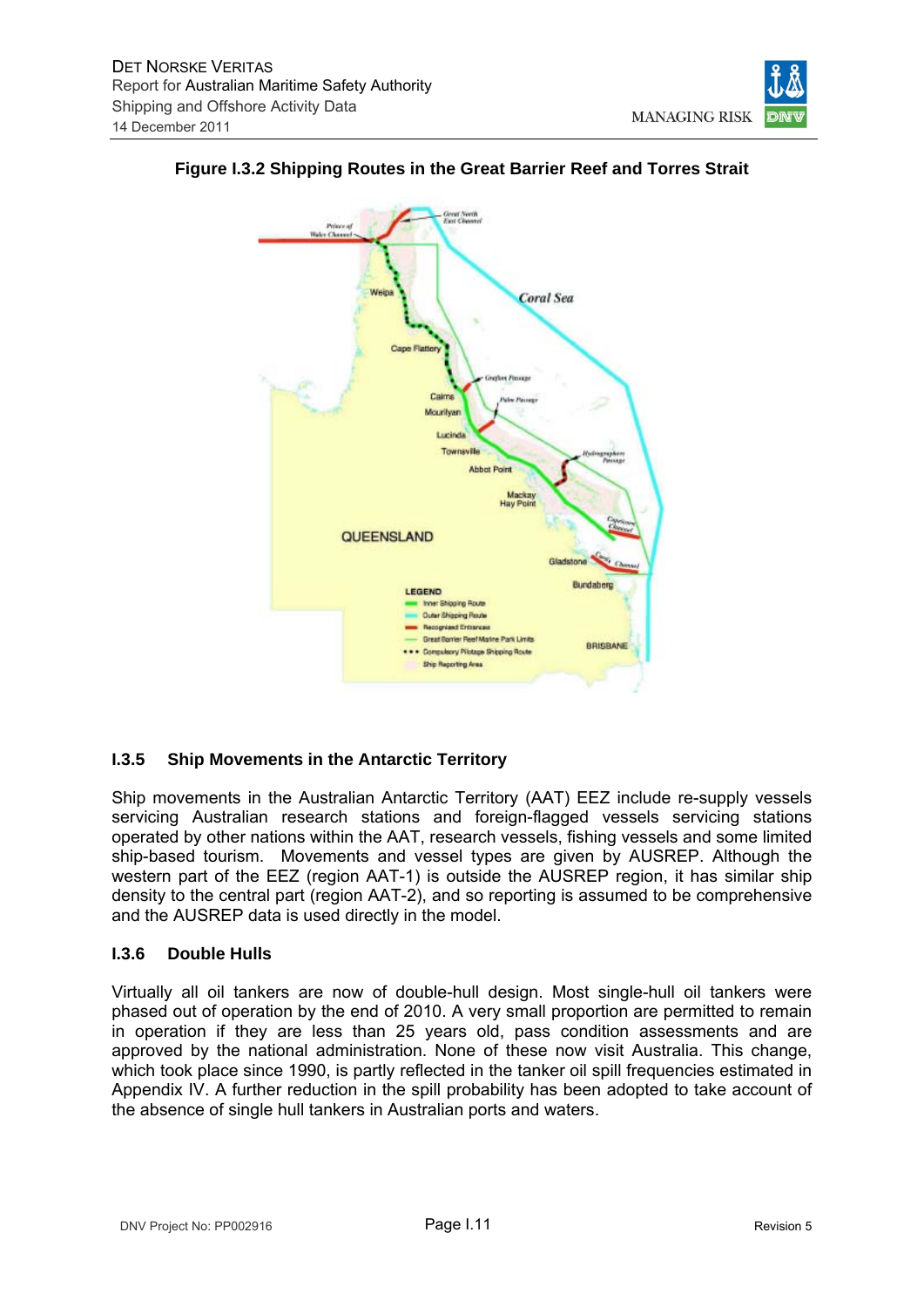**Figure I.3.2 Shipping Routes in the Great Barrier Reef and Torres Strait**

## I.3.5 Ship Movements in the Antarctic Territory

Ship movements in the Australian Antarctic Territory (AAT) EEZ include re-supply vessels servicing Australian research stations and foreign-flagged vessels servicing stations operated by other nations within the AAT, research vessels, fishing vessels and some limited ship-based tourism. Movements and vessel types are given by AUSREP. Although the western part of the EEZ (region AAT-1) is outside the AUSREP region, it has similar ship density to the central part (region AAT-2), and so reporting is assumed to be comprehensive and the AUSREP data is used directly in the model.

## I.3.6 Double Hulls

Virtually all oil tankers are now of double-hull design. Most single-hull oil tankers were phased out of operation by the end of 2010. A very small proportion are permitted to remain in operation if they are less than 25 years old, pass condition assessments and are approved by the national administration. None of these now visit Australia. This change, which took place since 1990, is partly reflected in the tanker oil spill frequencies estimated in Appendix IV. A further reduction in the spill probability has been adopted to take account of the absence of single hull tankers in Australian ports and waters.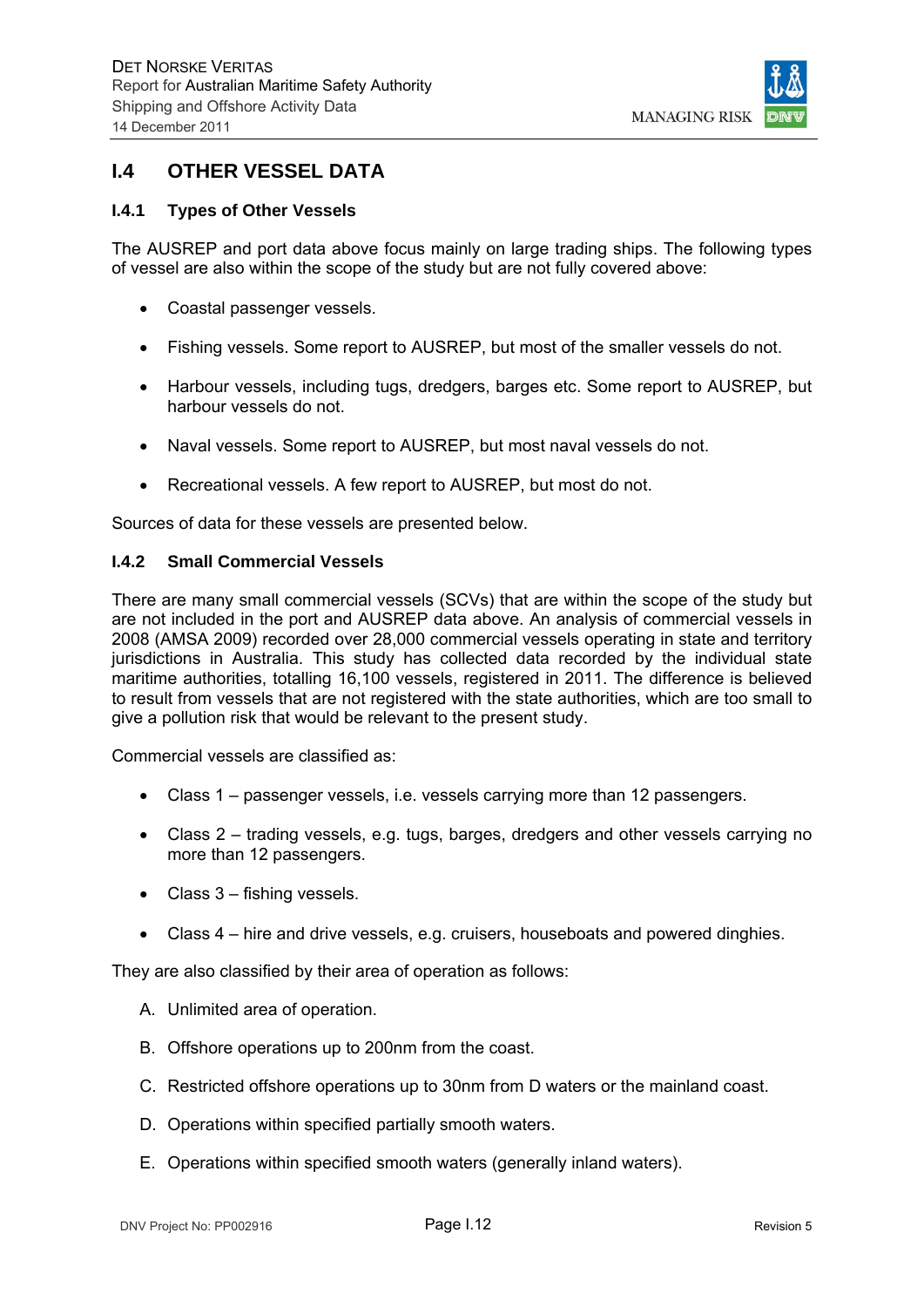## I.4 OTHER VESSEL DATA

### I.4.1 Types of Other Vessels

The AUSREP and port data above focus mainly on large trading ships. The following types of vessel are also within the scope of the study but are not fully covered above:

- Coastal passenger vessels.
- Fishing vessels. Some report to AUSREP, but most of the smaller vessels do not.
- Harbour vessels, including tugs, dredgers, barges etc. Some report to AUSREP, but harbour vessels do not.
- Naval vessels. Some report to AUSREP, but most naval vessels do not.
- Recreational vessels. A few report to AUSREP, but most do not.

Sources of data for these vessels are presented below.

### I.4.2 Small Commercial Vessels

There are many small commercial vessels (SCVs) that are within the scope of the study but are not included in the port and AUSREP data above. An analysis of commercial vessels in 2008 (AMSA 2009) recorded over 28,000 commercial vessels operating in state and territory jurisdictions in Australia. This study has collected data recorded by the individual state maritime authorities, totalling 16,100 vessels, registered in 2011. The difference is believed to result from vessels that are not registered with the state authorities, which are too small to give a pollution risk that would be relevant to the present study.

Commercial vessels are classified as:

- Class 1 – passenger vessels, i.e. vessels carrying more than 12 passengers.
- Class 2 – trading vessels, e.g. tugs, barges, dredgers and other vessels carrying no more than 12 passengers.
- Class 3 – fishing vessels.
- Class 4 – hire and drive vessels, e.g. cruisers, houseboats and powered dinghies.

They are also classified by their area of operation as follows:

A. Unlimited area of operation.

B. Offshore operations up to 200nm from the coast.

C. Restricted offshore operations up to 30nm from D waters or the mainland coast.

D. Operations within specified partially smooth waters.

E. Operations within specified smooth waters (generally inland waters).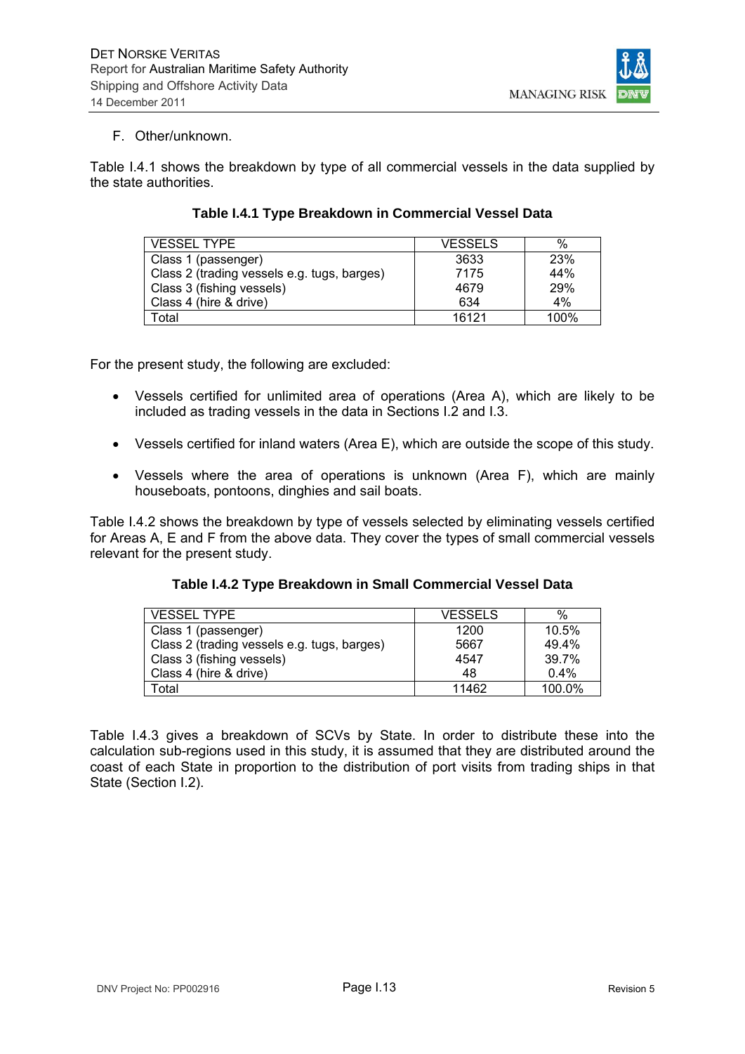F. Other/unknown.

Table I.4.1 shows the breakdown by type of all commercial vessels in the data supplied by the state authorities.

**Table I.4.1 Type Breakdown in Commercial Vessel Data**

| VESSEL TYPE | VESSELS | % |
|---|---|---|
| Class 1 (passenger) | 3633 | 23% |
| Class 2 (trading vessels e.g. tugs, barges) | 7175 | 44% |
| Class 3 (fishing vessels) | 4679 | 29% |
| Class 4 (hire & drive) | 634 | 4% |
| Total | 16121 | 100% |

For the present study, the following are excluded:

- Vessels certified for unlimited area of operations (Area A), which are likely to be included as trading vessels in the data in Sections I.2 and I.3.
- Vessels certified for inland waters (Area E), which are outside the scope of this study.
- Vessels where the area of operations is unknown (Area F), which are mainly houseboats, pontoons, dinghies and sail boats.

Table I.4.2 shows the breakdown by type of vessels selected by eliminating vessels certified for Areas A, E and F from the above data. They cover the types of small commercial vessels relevant for the present study.

**Table I.4.2 Type Breakdown in Small Commercial Vessel Data**

| VESSEL TYPE | VESSELS | % |
|---|---|---|
| Class 1 (passenger) | 1200 | 10.5% |
| Class 2 (trading vessels e.g. tugs, barges) | 5667 | 49.4% |
| Class 3 (fishing vessels) | 4547 | 39.7% |
| Class 4 (hire & drive) | 48 | 0.4% |
| Total | 11462 | 100.0% |

Table I.4.3 gives a breakdown of SCVs by State. In order to distribute these into the calculation sub-regions used in this study, it is assumed that they are distributed around the coast of each State in proportion to the distribution of port visits from trading ships in that State (Section I.2).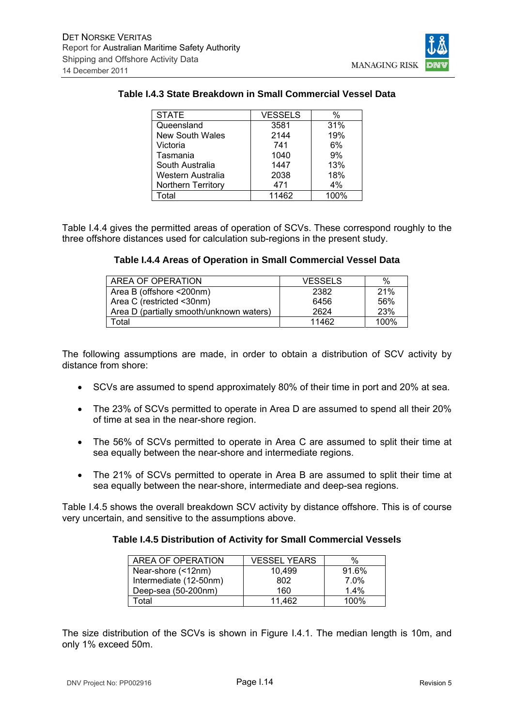**Table I.4.3 State Breakdown in Small Commercial Vessel Data**

| STATE | VESSELS | % |
|---|---|---|
| Queensland | 3581 | 31% |
| New South Wales | 2144 | 19% |
| Victoria | 741 | 6% |
| Tasmania | 1040 | 9% |
| South Australia | 1447 | 13% |
| Western Australia | 2038 | 18% |
| Northern Territory | 471 | 4% |
| Total | 11462 | 100% |

Table I.4.4 gives the permitted areas of operation of SCVs. These correspond roughly to the three offshore distances used for calculation sub-regions in the present study.

**Table I.4.4 Areas of Operation in Small Commercial Vessel Data**

| AREA OF OPERATION | VESSELS | % |
|---|---|---|
| Area B (offshore <200nm) | 2382 | 21% |
| Area C (restricted <30nm) | 6456 | 56% |
| Area D (partially smooth/unknown waters) | 2624 | 23% |
| Total | 11462 | 100% |

The following assumptions are made, in order to obtain a distribution of SCV activity by distance from shore:

- SCVs are assumed to spend approximately 80% of their time in port and 20% at sea.
- The 23% of SCVs permitted to operate in Area D are assumed to spend all their 20% of time at sea in the near-shore region.
- The 56% of SCVs permitted to operate in Area C are assumed to split their time at sea equally between the near-shore and intermediate regions.
- The 21% of SCVs permitted to operate in Area B are assumed to split their time at sea equally between the near-shore, intermediate and deep-sea regions.

Table I.4.5 shows the overall breakdown SCV activity by distance offshore. This is of course very uncertain, and sensitive to the assumptions above.

**Table I.4.5 Distribution of Activity for Small Commercial Vessels**

| AREA OF OPERATION | VESSEL YEARS | % |
|---|---|---|
| Near-shore (<12nm) | 10,499 | 91.6% |
| Intermediate (12-50nm) | 802 | 7.0% |
| Deep-sea (50-200nm) | 160 | 1.4% |
| Total | 11,462 | 100% |

The size distribution of the SCVs is shown in Figure I.4.1. The median length is 10m, and only 1% exceed 50m.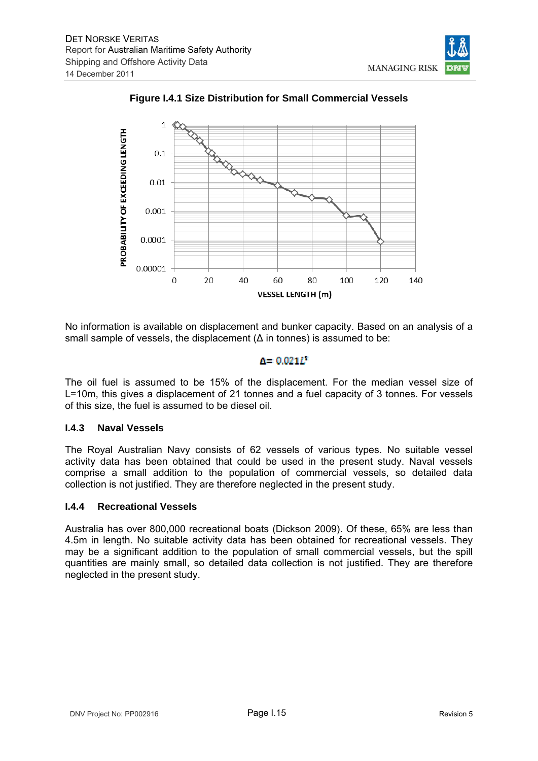**Figure I.4.1 Size Distribution for Small Commercial Vessels**

No information is available on displacement and bunker capacity. Based on an analysis of a small sample of vessels, the displacement (Δ in tonnes) is assumed to be:

$$\Delta = 0.021L^3$$

The oil fuel is assumed to be 15% of the displacement. For the median vessel size of L=10m, this gives a displacement of 21 tonnes and a fuel capacity of 3 tonnes. For vessels of this size, the fuel is assumed to be diesel oil.

### I.4.3 Naval Vessels

The Royal Australian Navy consists of 62 vessels of various types. No suitable vessel activity data has been obtained that could be used in the present study. Naval vessels comprise a small addition to the population of commercial vessels, so detailed data collection is not justified. They are therefore neglected in the present study.

### I.4.4 Recreational Vessels

Australia has over 800,000 recreational boats (Dickson 2009). Of these, 65% are less than 4.5m in length. No suitable activity data has been obtained for recreational vessels. They may be a significant addition to the population of small commercial vessels, but the spill quantities are mainly small, so detailed data collection is not justified. They are therefore neglected in the present study.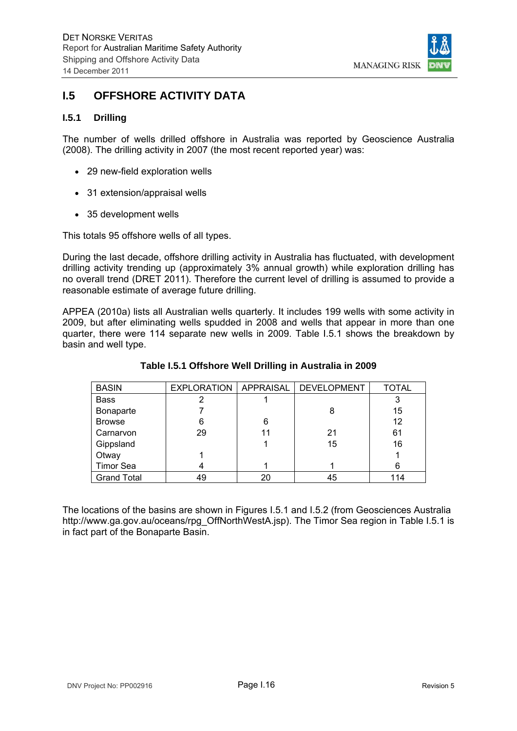## I.5 OFFSHORE ACTIVITY DATA

### I.5.1 Drilling

The number of wells drilled offshore in Australia was reported by Geoscience Australia (2008). The drilling activity in 2007 (the most recent reported year) was:

- 29 new-field exploration wells
- 31 extension/appraisal wells
- 35 development wells

This totals 95 offshore wells of all types.

During the last decade, offshore drilling activity in Australia has fluctuated, with development drilling activity trending up (approximately 3% annual growth) while exploration drilling has no overall trend (DRET 2011). Therefore the current level of drilling is assumed to provide a reasonable estimate of average future drilling.

APPEA (2010a) lists all Australian wells quarterly. It includes 199 wells with some activity in 2009, but after eliminating wells spudded in 2008 and wells that appear in more than one quarter, there were 114 separate new wells in 2009. Table I.5.1 shows the breakdown by basin and well type.

**Table I.5.1 Offshore Well Drilling in Australia in 2009**

| BASIN | EXPLORATION | APPRAISAL | DEVELOPMENT | TOTAL |
|---|---|---|---|---|
| Bass | 2 | 1 | | 3 |
| Bonaparte | 7 | | 8 | 15 |
| Browse | 6 | 6 | | 12 |
| Carnarvon | 29 | 11 | 21 | 61 |
| Gippsland | | 1 | 15 | 16 |
| Otway | 1 | | | 1 |
| Timor Sea | 4 | 1 | 1 | 6 |
| Grand Total | 49 | 20 | 45 | 114 |

The locations of the basins are shown in Figures I.5.1 and I.5.2 (from Geosciences Australia http://www.ga.gov.au/oceans/rpg_OffNorthWestA.jsp). The Timor Sea region in Table I.5.1 is in fact part of the Bonaparte Basin.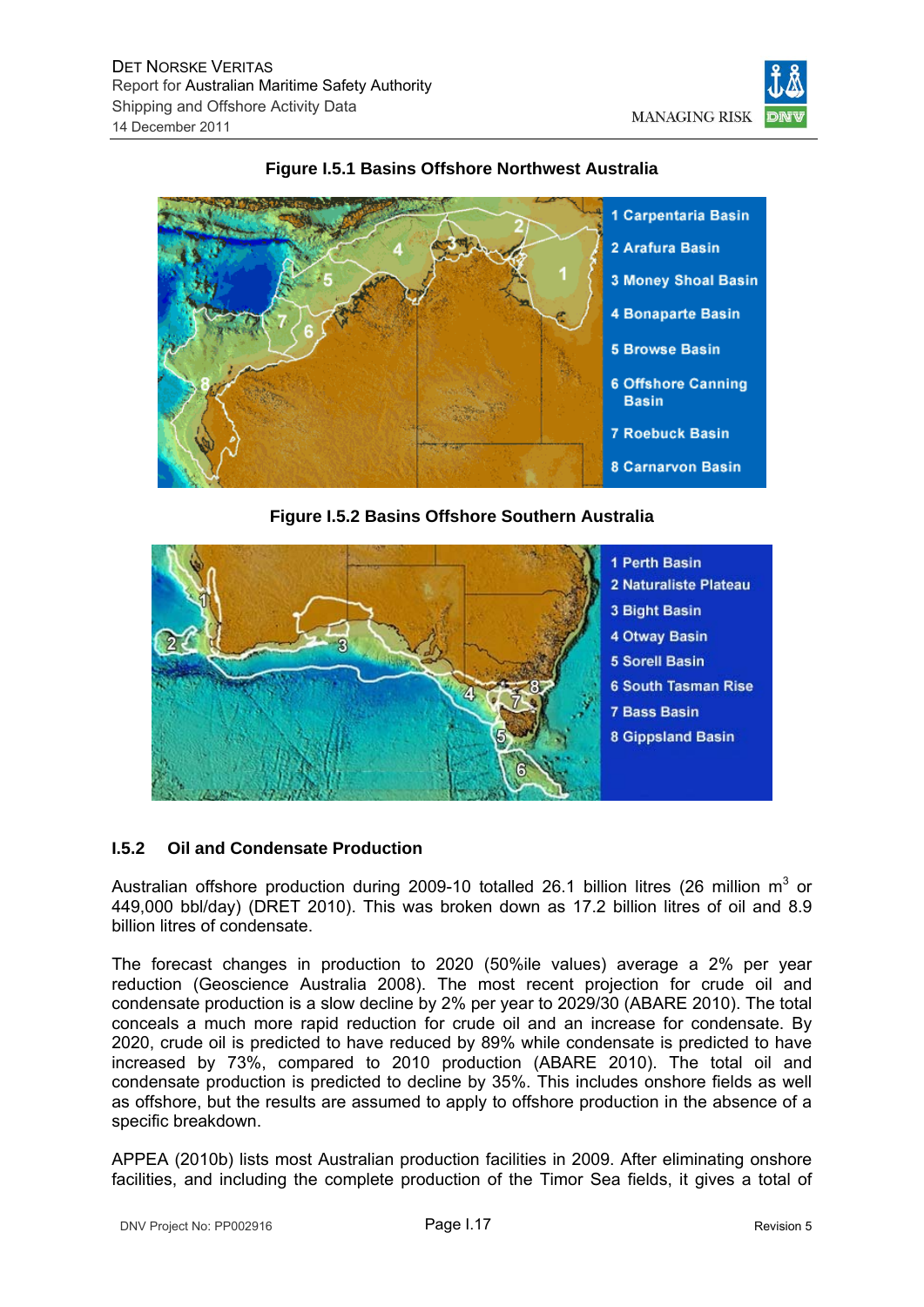**Figure I.5.1 Basins Offshore Northwest Australia**

1 Carpentaria Basin
2 Arafura Basin
3 Money Shoal Basin
4 Bonaparte Basin
5 Browse Basin
6 Offshore Canning Basin
7 Roebuck Basin
8 Carnarvon Basin

**Figure I.5.2 Basins Offshore Southern Australia**

1 Perth Basin
2 Naturaliste Plateau
3 Bight Basin
4 Otway Basin
5 Sorell Basin
6 South Tasman Rise
7 Bass Basin
8 Gippsland Basin

### I.5.2 Oil and Condensate Production

Australian offshore production during 2009-10 totalled 26.1 billion litres (26 million $m^3$ or 449,000 bbl/day) (DRET 2010). This was broken down as 17.2 billion litres of oil and 8.9 billion litres of condensate.

The forecast changes in production to 2020 (50%ile values) average a 2% per year reduction (Geoscience Australia 2008). The most recent projection for crude oil and condensate production is a slow decline by 2% per year to 2029/30 (ABARE 2010). The total conceals a much more rapid reduction for crude oil and an increase for condensate. By 2020, crude oil is predicted to have reduced by 89% while condensate is predicted to have increased by 73%, compared to 2010 production (ABARE 2010). The total oil and condensate production is predicted to decline by 35%. This includes onshore fields as well as offshore, but the results are assumed to apply to offshore production in the absence of a specific breakdown.

APPEA (2010b) lists most Australian production facilities in 2009. After eliminating onshore facilities, and including the complete production of the Timor Sea fields, it gives a total of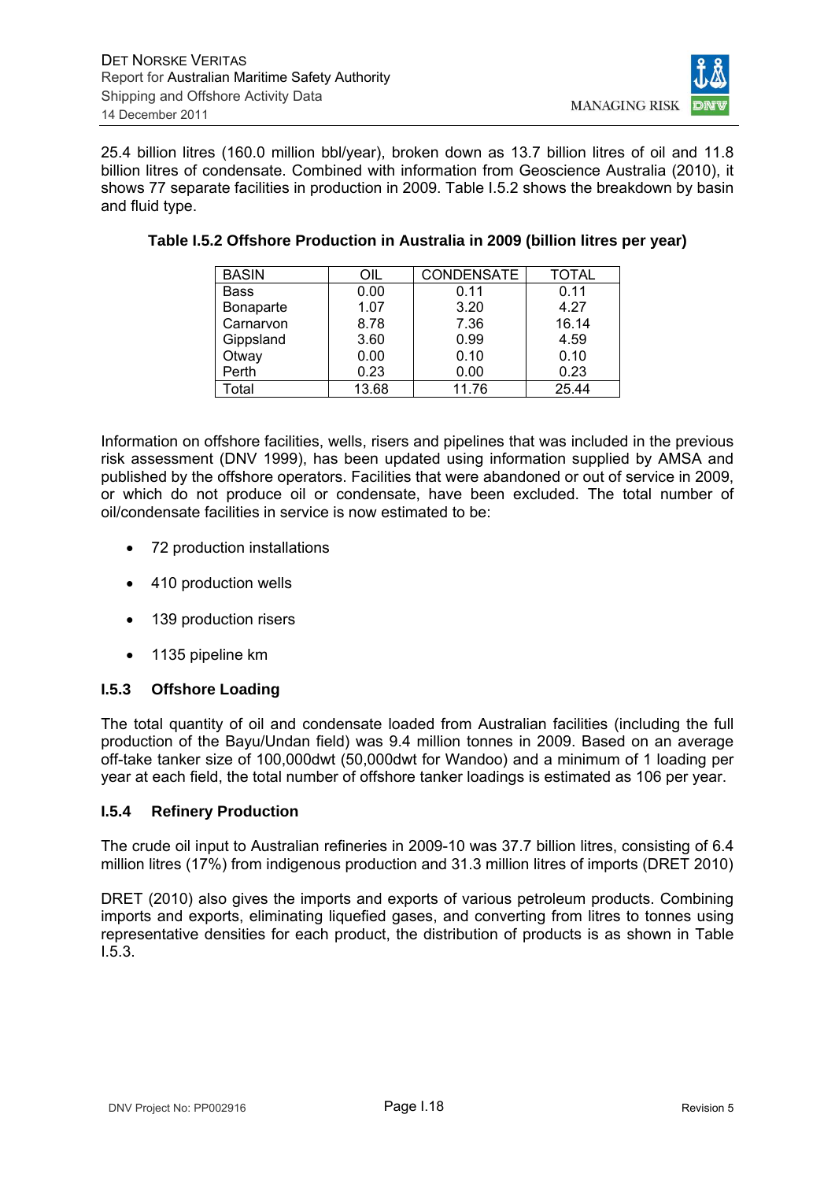25.4 billion litres (160.0 million bbl/year), broken down as 13.7 billion litres of oil and 11.8 billion litres of condensate. Combined with information from Geoscience Australia (2010), it shows 77 separate facilities in production in 2009. Table I.5.2 shows the breakdown by basin and fluid type.

**Table I.5.2 Offshore Production in Australia in 2009 (billion litres per year)**

| BASIN | OIL | CONDENSATE | TOTAL |
|---|---|---|---|
| Bass | 0.00 | 0.11 | 0.11 |
| Bonaparte | 1.07 | 3.20 | 4.27 |
| Carnarvon | 8.78 | 7.36 | 16.14 |
| Gippsland | 3.60 | 0.99 | 4.59 |
| Otway | 0.00 | 0.10 | 0.10 |
| Perth | 0.23 | 0.00 | 0.23 |
| Total | 13.68 | 11.76 | 25.44 |

Information on offshore facilities, wells, risers and pipelines that was included in the previous risk assessment (DNV 1999), has been updated using information supplied by AMSA and published by the offshore operators. Facilities that were abandoned or out of service in 2009, or which do not produce oil or condensate, have been excluded. The total number of oil/condensate facilities in service is now estimated to be:

- 72 production installations
- 410 production wells
- 139 production risers
- 1135 pipeline km

### I.5.3 Offshore Loading

The total quantity of oil and condensate loaded from Australian facilities (including the full production of the Bayu/Undan field) was 9.4 million tonnes in 2009. Based on an average off-take tanker size of 100,000dwt (50,000dwt for Wandoo) and a minimum of 1 loading per year at each field, the total number of offshore tanker loadings is estimated as 106 per year.

### I.5.4 Refinery Production

The crude oil input to Australian refineries in 2009-10 was 37.7 billion litres, consisting of 6.4 million litres (17%) from indigenous production and 31.3 million litres of imports (DRET 2010)

DRET (2010) also gives the imports and exports of various petroleum products. Combining imports and exports, eliminating liquefied gases, and converting from litres to tonnes using representative densities for each product, the distribution of products is as shown in Table I.5.3.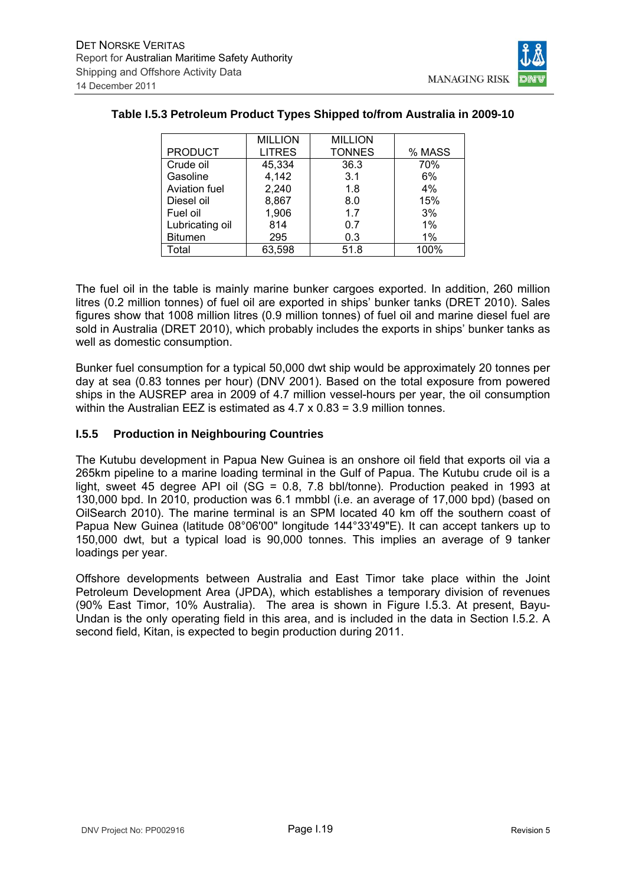**Table I.5.3 Petroleum Product Types Shipped to/from Australia in 2009-10**

| PRODUCT | MILLION LITRES | MILLION TONNES | % MASS |
|---|---|---|---|
| Crude oil | 45,334 | 36.3 | 70% |
| Gasoline | 4,142 | 3.1 | 6% |
| Aviation fuel | 2,240 | 1.8 | 4% |
| Diesel oil | 8,867 | 8.0 | 15% |
| Fuel oil | 1,906 | 1.7 | 3% |
| Lubricating oil | 814 | 0.7 | 1% |
| Bitumen | 295 | 0.3 | 1% |
| Total | 63,598 | 51.8 | 100% |

The fuel oil in the table is mainly marine bunker cargoes exported. In addition, 260 million litres (0.2 million tonnes) of fuel oil are exported in ships' bunker tanks (DRET 2010). Sales figures show that 1008 million litres (0.9 million tonnes) of fuel oil and marine diesel fuel are sold in Australia (DRET 2010), which probably includes the exports in ships' bunker tanks as well as domestic consumption.

Bunker fuel consumption for a typical 50,000 dwt ship would be approximately 20 tonnes per day at sea (0.83 tonnes per hour) (DNV 2001). Based on the total exposure from powered ships in the AUSREP area in 2009 of 4.7 million vessel-hours per year, the oil consumption within the Australian EEZ is estimated as 4.7 x 0.83 = 3.9 million tonnes.

### I.5.5 Production in Neighbouring Countries

The Kutubu development in Papua New Guinea is an onshore oil field that exports oil via a 265km pipeline to a marine loading terminal in the Gulf of Papua. The Kutubu crude oil is a light, sweet 45 degree API oil (SG = 0.8, 7.8 bbl/tonne). Production peaked in 1993 at 130,000 bpd. In 2010, production was 6.1 mmbbl (i.e. an average of 17,000 bpd) (based on OilSearch 2010). The marine terminal is an SPM located 40 km off the southern coast of Papua New Guinea (latitude 08°06'00" longitude 144°33'49"E). It can accept tankers up to 150,000 dwt, but a typical load is 90,000 tonnes. This implies an average of 9 tanker loadings per year.

Offshore developments between Australia and East Timor take place within the Joint Petroleum Development Area (JPDA), which establishes a temporary division of revenues (90% East Timor, 10% Australia). The area is shown in Figure I.5.3. At present, Bayu-Undan is the only operating field in this area, and is included in the data in Section I.5.2. A second field, Kitan, is expected to begin production during 2011.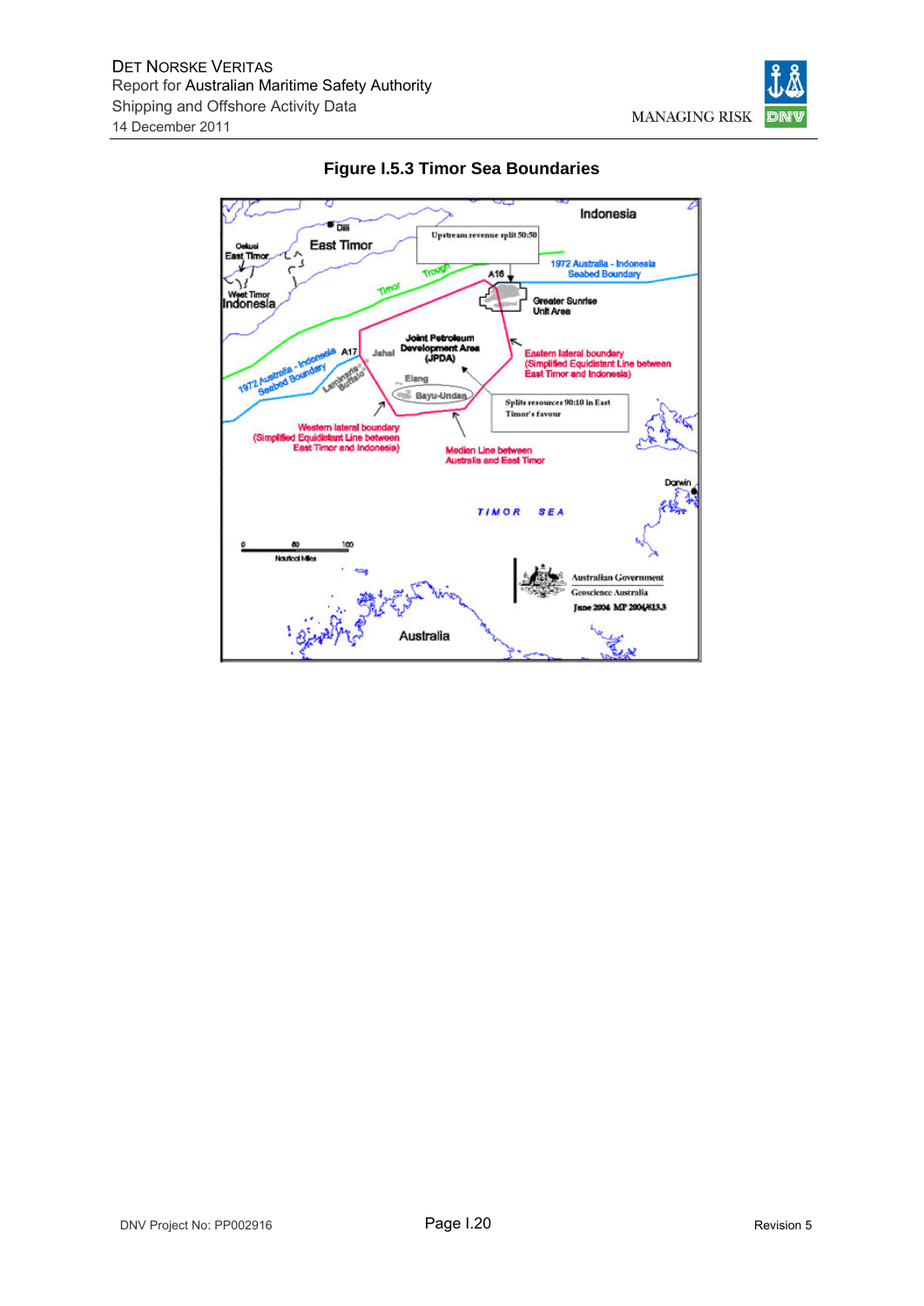**Figure I.5.3 Timor Sea Boundaries**

Indonesia

Dili

East Timor

Oekusi East Timor

West Timor Indonesia

Upstream revenue split 50:50

Timor Trough

1972 Australia - Indonesia Seabed Boundary

A16

Greater Sunrise Unit Area

Joint Petroleum Development Area (JPDA)

A17

Jahal

Elang

Bayu-Undan

Laminaria Buffalo

1972 Australia - Indonesia Seabed Boundary

Eastern lateral boundary (Simplified Equidistant Line between East Timor and Indonesia)

Splits resources 90:10 in East Timor's favour

Western lateral boundary (Simplified Equidistant Line between East Timor and Indonesia)

Median Line between Australia and East Timor

Darwin

TIMOR SEA

0 50 100

Nautical Miles

Australian Government

Geoscience Australia

June 2004 MP 2004/613.3

Australia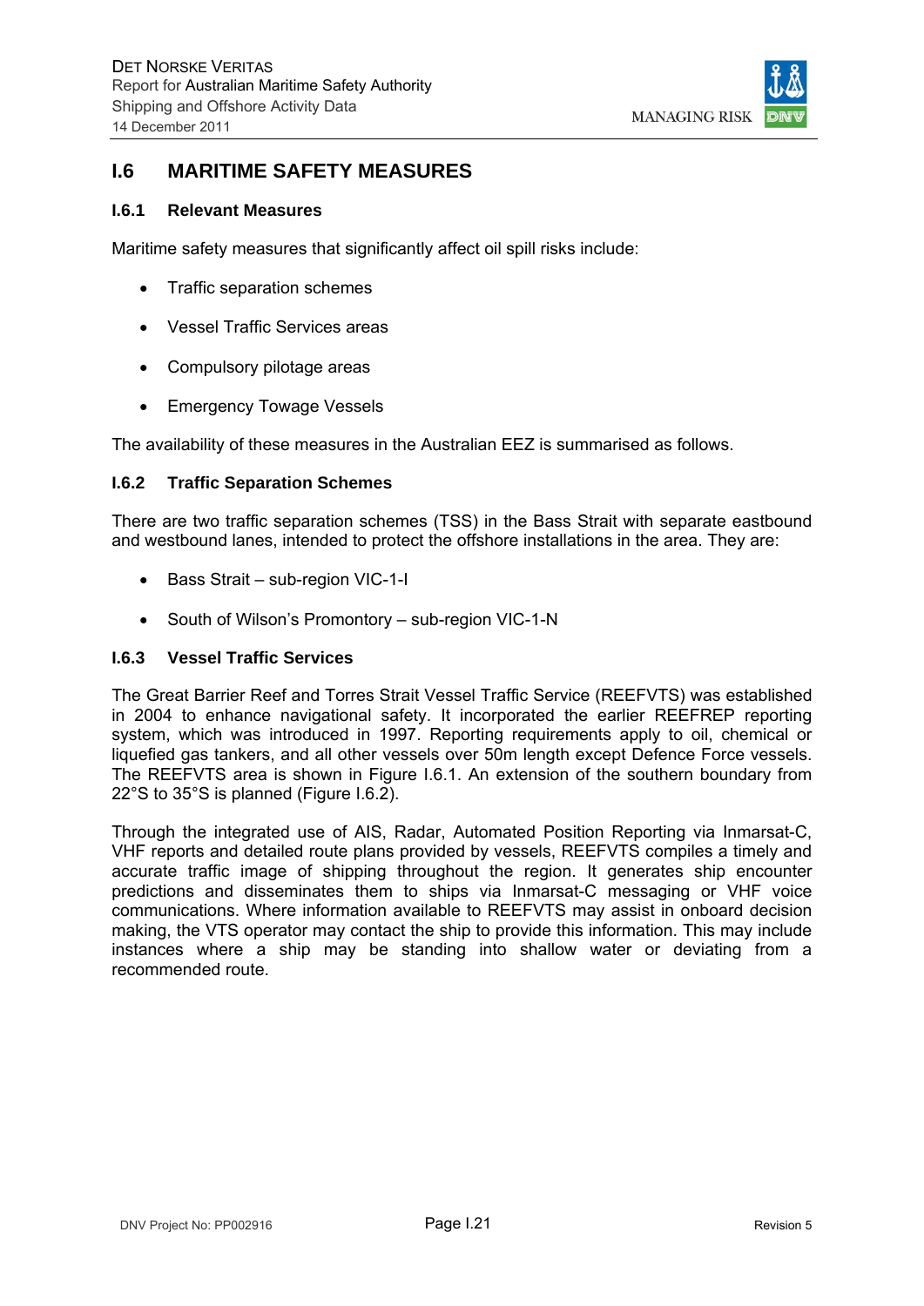## I.6 MARITIME SAFETY MEASURES

### I.6.1 Relevant Measures

Maritime safety measures that significantly affect oil spill risks include:

- Traffic separation schemes
- Vessel Traffic Services areas
- Compulsory pilotage areas
- Emergency Towage Vessels

The availability of these measures in the Australian EEZ is summarised as follows.

### I.6.2 Traffic Separation Schemes

There are two traffic separation schemes (TSS) in the Bass Strait with separate eastbound and westbound lanes, intended to protect the offshore installations in the area. They are:

- Bass Strait – sub-region VIC-1-I
- South of Wilson's Promontory – sub-region VIC-1-N

### I.6.3 Vessel Traffic Services

The Great Barrier Reef and Torres Strait Vessel Traffic Service (REEFVTS) was established in 2004 to enhance navigational safety. It incorporated the earlier REEFREP reporting system, which was introduced in 1997. Reporting requirements apply to oil, chemical or liquefied gas tankers, and all other vessels over 50m length except Defence Force vessels. The REEFVTS area is shown in Figure I.6.1. An extension of the southern boundary from 22°S to 35°S is planned (Figure I.6.2).

Through the integrated use of AIS, Radar, Automated Position Reporting via Inmarsat-C, VHF reports and detailed route plans provided by vessels, REEFVTS compiles a timely and accurate traffic image of shipping throughout the region. It generates ship encounter predictions and disseminates them to ships via Inmarsat-C messaging or VHF voice communications. Where information available to REEFVTS may assist in onboard decision making, the VTS operator may contact the ship to provide this information. This may include instances where a ship may be standing into shallow water or deviating from a recommended route.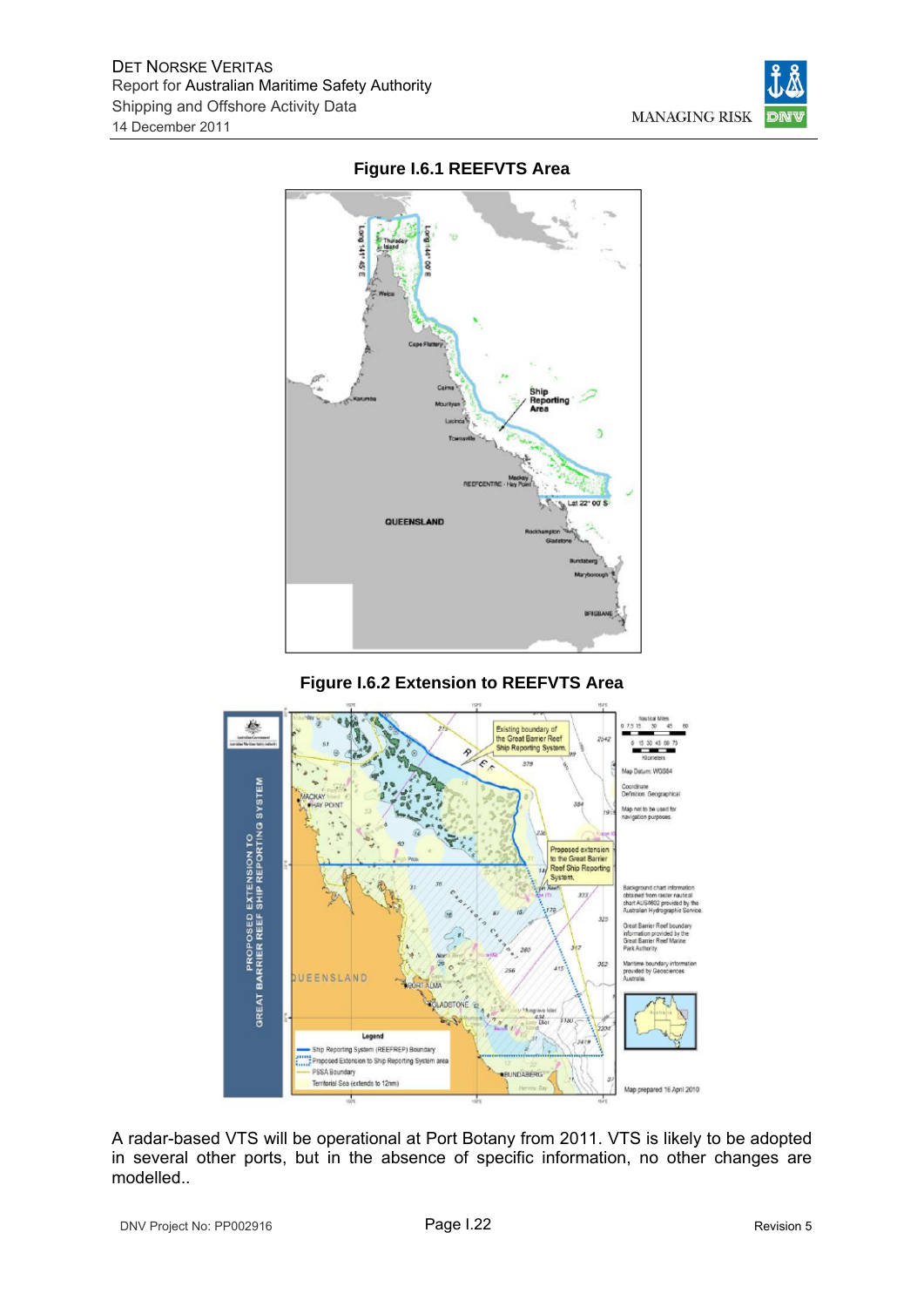**Figure I.6.1 REEFVTS Area**

**Figure I.6.2 Extension to REEFVTS Area**

A radar-based VTS will be operational at Port Botany from 2011. VTS is likely to be adopted in several other ports, but in the absence of specific information, no other changes are modelled..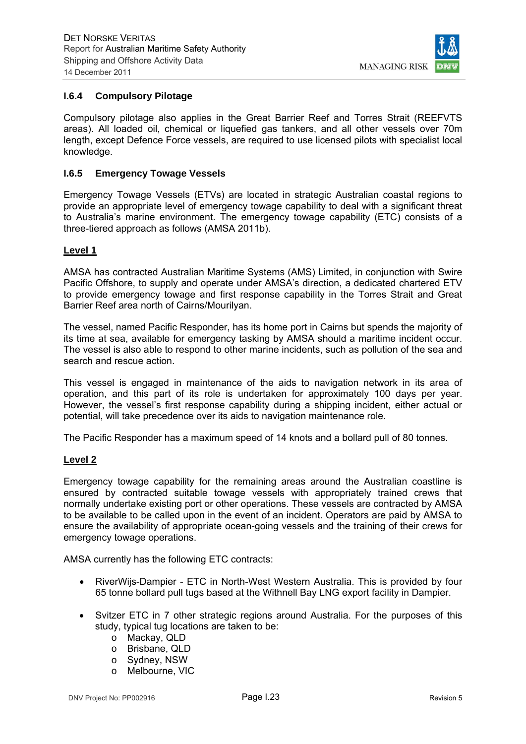### I.6.4 Compulsory Pilotage

Compulsory pilotage also applies in the Great Barrier Reef and Torres Strait (REEFVTS areas). All loaded oil, chemical or liquefied gas tankers, and all other vessels over 70m length, except Defence Force vessels, are required to use licensed pilots with specialist local knowledge.

### I.6.5 Emergency Towage Vessels

Emergency Towage Vessels (ETVs) are located in strategic Australian coastal regions to provide an appropriate level of emergency towage capability to deal with a significant threat to Australia's marine environment. The emergency towage capability (ETC) consists of a three-tiered approach as follows (AMSA 2011b).

**Level 1**

AMSA has contracted Australian Maritime Systems (AMS) Limited, in conjunction with Swire Pacific Offshore, to supply and operate under AMSA's direction, a dedicated chartered ETV to provide emergency towage and first response capability in the Torres Strait and Great Barrier Reef area north of Cairns/Mourilyan.

The vessel, named Pacific Responder, has its home port in Cairns but spends the majority of its time at sea, available for emergency tasking by AMSA should a maritime incident occur. The vessel is also able to respond to other marine incidents, such as pollution of the sea and search and rescue action.

This vessel is engaged in maintenance of the aids to navigation network in its area of operation, and this part of its role is undertaken for approximately 100 days per year. However, the vessel's first response capability during a shipping incident, either actual or potential, will take precedence over its aids to navigation maintenance role.

The Pacific Responder has a maximum speed of 14 knots and a bollard pull of 80 tonnes.

**Level 2**

Emergency towage capability for the remaining areas around the Australian coastline is ensured by contracted suitable towage vessels with appropriately trained crews that normally undertake existing port or other operations. These vessels are contracted by AMSA to be available to be called upon in the event of an incident. Operators are paid by AMSA to ensure the availability of appropriate ocean-going vessels and the training of their crews for emergency towage operations.

AMSA currently has the following ETC contracts:

- RiverWijs-Dampier - ETC in North-West Western Australia. This is provided by four 65 tonne bollard pull tugs based at the Withnell Bay LNG export facility in Dampier.
- Svitzer ETC in 7 other strategic regions around Australia. For the purposes of this study, typical tug locations are taken to be:
  - Mackay, QLD
  - Brisbane, QLD
  - Sydney, NSW
  - Melbourne, VIC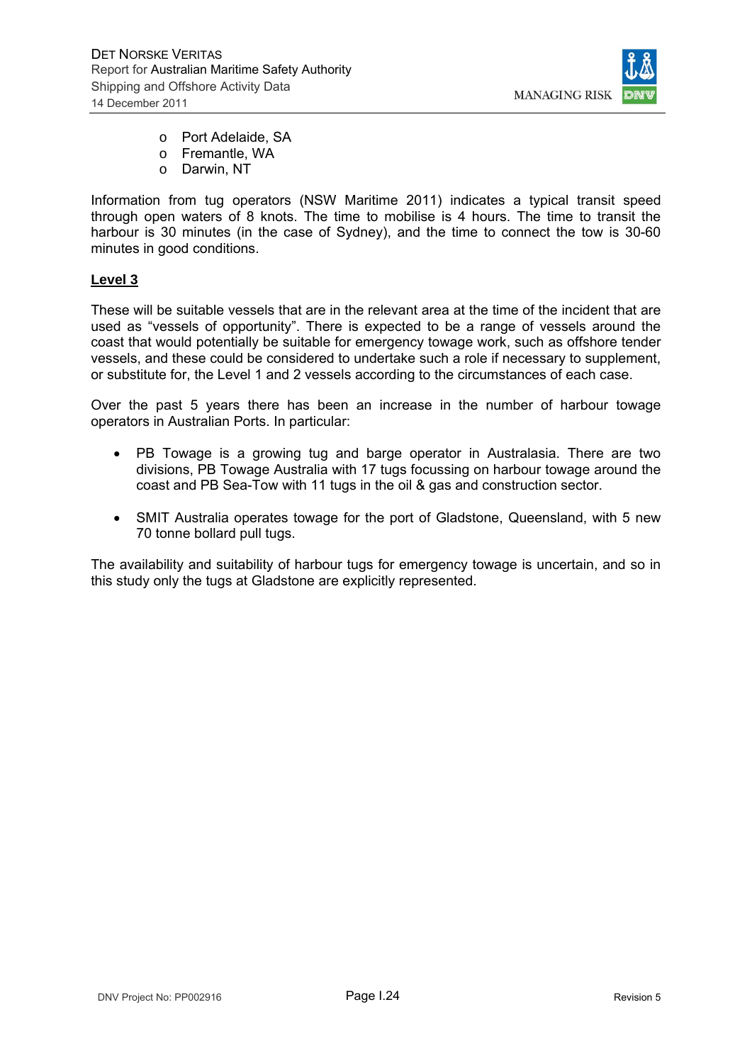- Port Adelaide, SA
- Fremantle, WA
- Darwin, NT

Information from tug operators (NSW Maritime 2011) indicates a typical transit speed through open waters of 8 knots. The time to mobilise is 4 hours. The time to transit the harbour is 30 minutes (in the case of Sydney), and the time to connect the tow is 30-60 minutes in good conditions.

**Level 3**

These will be suitable vessels that are in the relevant area at the time of the incident that are used as "vessels of opportunity". There is expected to be a range of vessels around the coast that would potentially be suitable for emergency towage work, such as offshore tender vessels, and these could be considered to undertake such a role if necessary to supplement, or substitute for, the Level 1 and 2 vessels according to the circumstances of each case.

Over the past 5 years there has been an increase in the number of harbour towage operators in Australian Ports. In particular:

- PB Towage is a growing tug and barge operator in Australasia. There are two divisions, PB Towage Australia with 17 tugs focussing on harbour towage around the coast and PB Sea-Tow with 11 tugs in the oil & gas and construction sector.
- SMIT Australia operates towage for the port of Gladstone, Queensland, with 5 new 70 tonne bollard pull tugs.

The availability and suitability of harbour tugs for emergency towage is uncertain, and so in this study only the tugs at Gladstone are explicitly represented.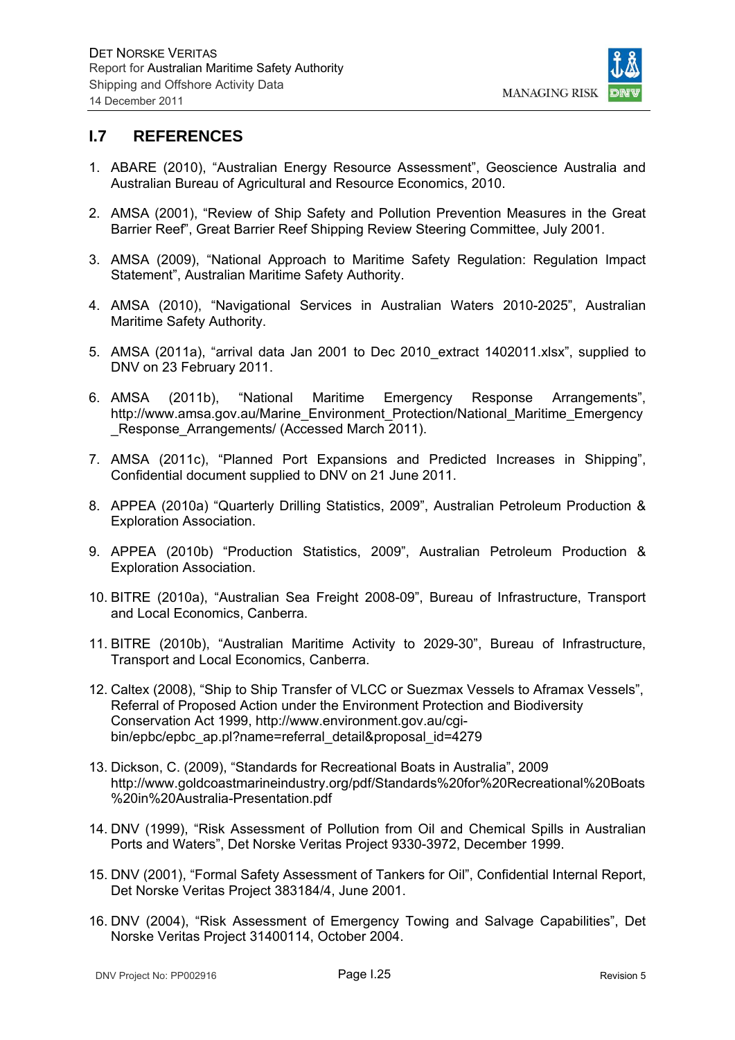## I.7 REFERENCES

1. ABARE (2010), "Australian Energy Resource Assessment", Geoscience Australia and Australian Bureau of Agricultural and Resource Economics, 2010.

2. AMSA (2001), "Review of Ship Safety and Pollution Prevention Measures in the Great Barrier Reef", Great Barrier Reef Shipping Review Steering Committee, July 2001.

3. AMSA (2009), "National Approach to Maritime Safety Regulation: Regulation Impact Statement", Australian Maritime Safety Authority.

4. AMSA (2010), "Navigational Services in Australian Waters 2010-2025", Australian Maritime Safety Authority.

5. AMSA (2011a), "arrival data Jan 2001 to Dec 2010_extract 1402011.xlsx", supplied to DNV on 23 February 2011.

6. AMSA (2011b), "National Maritime Emergency Response Arrangements", http://www.amsa.gov.au/Marine_Environment_Protection/National_Maritime_Emergency_Response_Arrangements/ (Accessed March 2011).

7. AMSA (2011c), "Planned Port Expansions and Predicted Increases in Shipping", Confidential document supplied to DNV on 21 June 2011.

8. APPEA (2010a) "Quarterly Drilling Statistics, 2009", Australian Petroleum Production & Exploration Association.

9. APPEA (2010b) "Production Statistics, 2009", Australian Petroleum Production & Exploration Association.

10. BITRE (2010a), "Australian Sea Freight 2008-09", Bureau of Infrastructure, Transport and Local Economics, Canberra.

11. BITRE (2010b), "Australian Maritime Activity to 2029-30", Bureau of Infrastructure, Transport and Local Economics, Canberra.

12. Caltex (2008), "Ship to Ship Transfer of VLCC or Suezmax Vessels to Aframax Vessels", Referral of Proposed Action under the Environment Protection and Biodiversity Conservation Act 1999, http://www.environment.gov.au/cgi-bin/epbc/epbc_ap.pl?name=referral_detail&proposal_id=4279

13. Dickson, C. (2009), "Standards for Recreational Boats in Australia", 2009 http://www.goldcoastmarineindustry.org/pdf/Standards%20for%20Recreational%20Boats%20in%20Australia-Presentation.pdf

14. DNV (1999), "Risk Assessment of Pollution from Oil and Chemical Spills in Australian Ports and Waters", Det Norske Veritas Project 9330-3972, December 1999.

15. DNV (2001), "Formal Safety Assessment of Tankers for Oil", Confidential Internal Report, Det Norske Veritas Project 383184/4, June 2001.

16. DNV (2004), "Risk Assessment of Emergency Towing and Salvage Capabilities", Det Norske Veritas Project 31400114, October 2004.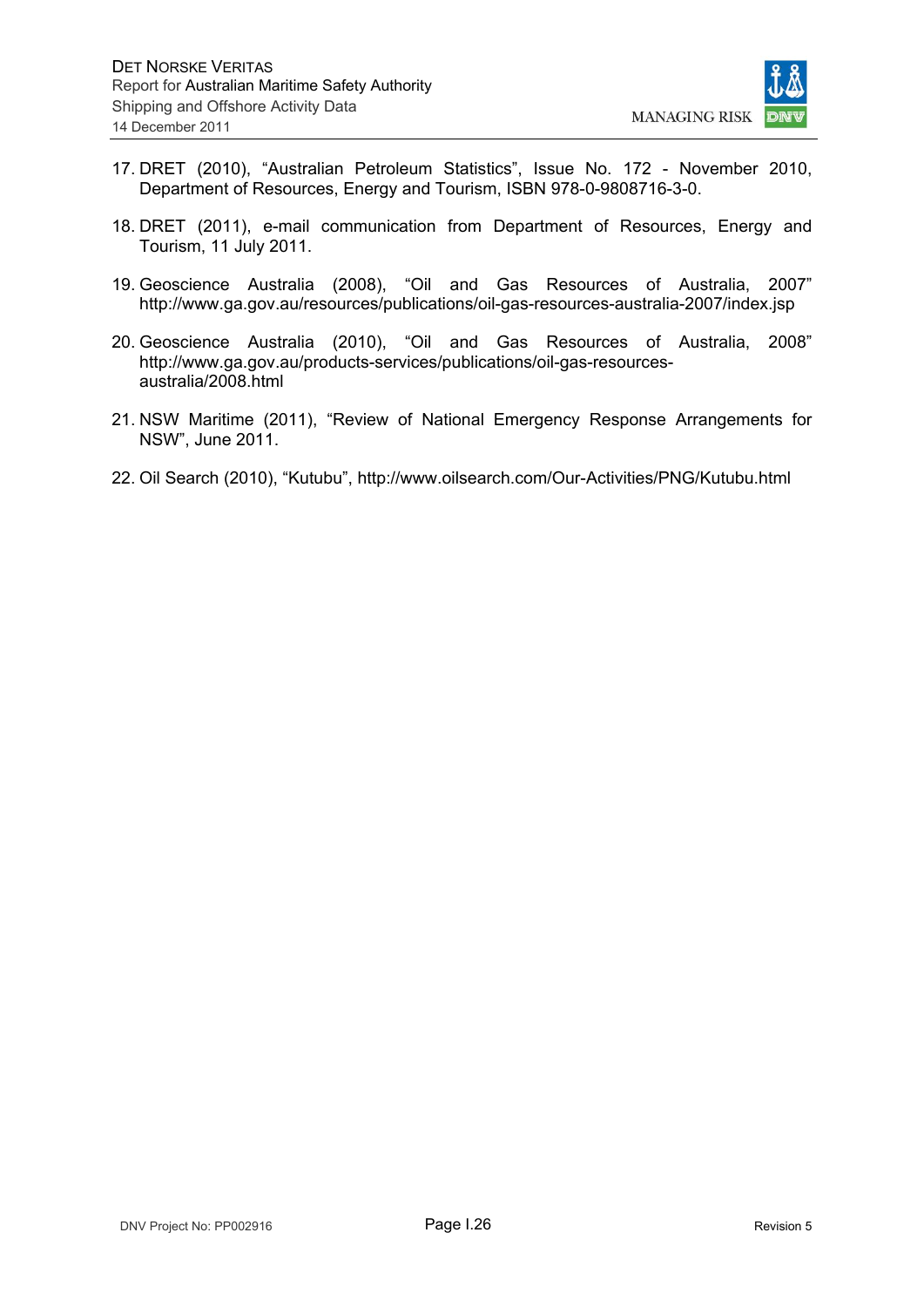17. DRET (2010), “Australian Petroleum Statistics”, Issue No. 172 - November 2010, Department of Resources, Energy and Tourism, ISBN 978-0-9808716-3-0.

18. DRET (2011), e-mail communication from Department of Resources, Energy and Tourism, 11 July 2011.

19. Geoscience Australia (2008), “Oil and Gas Resources of Australia, 2007” http://www.ga.gov.au/resources/publications/oil-gas-resources-australia-2007/index.jsp

20. Geoscience Australia (2010), “Oil and Gas Resources of Australia, 2008” http://www.ga.gov.au/products-services/publications/oil-gas-resources-australia/2008.html

21. NSW Maritime (2011), “Review of National Emergency Response Arrangements for NSW”, June 2011.

22. Oil Search (2010), “Kutubu”, http://www.oilsearch.com/Our-Activities/PNG/Kutubu.html